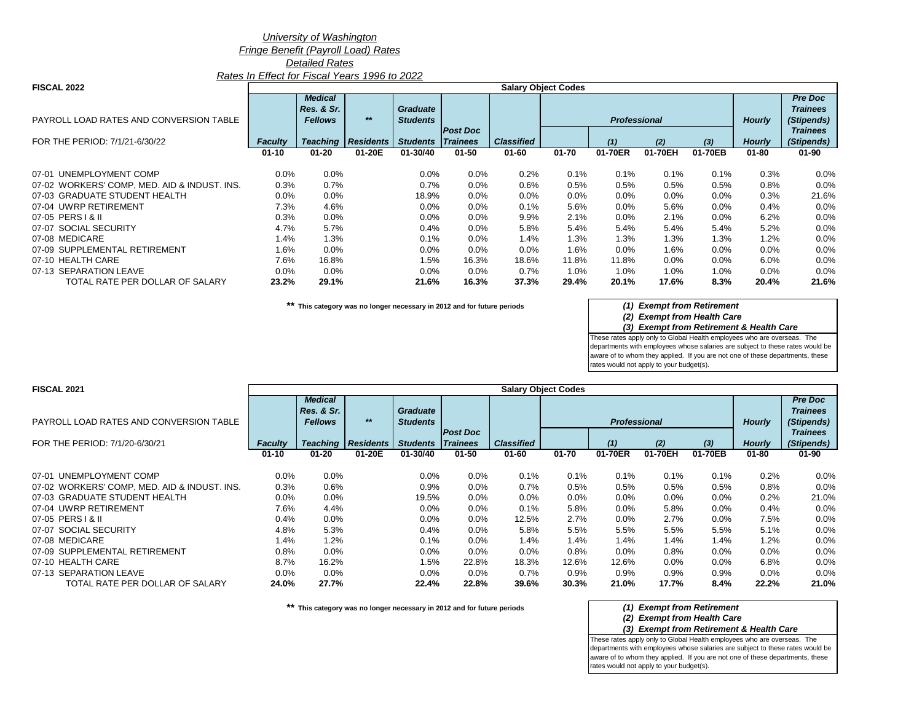# University of Washington

## Fringe Benefit (Payroll Load) Rates

### Detailed Rates

### Rates In Effect for Fiscal Years 1996 to 2022

**FISCAL 2022**

| PAYROLL LOAD RATES AND CONVERSION TABLE | Salary Object Codes | | | | | | | | | | | |
|---|---|---|---|---|---|---|---|---|---|---|---|---|
| | | Medical Res. & Sr. Fellows | ** | Graduate Students | | | Professional | | | | Hourly | Pre Doc Trainees (Stipends) |
| FOR THE PERIOD: 7/1/21-6/30/22 | Faculty | Teaching | Residents | Students | Post Doc Trainees | Classified | | (1) | (2) | (3) | Hourly | Trainees (Stipends) |
| | 01-10 | 01-20 | 01-20E | 01-30/40 | 01-50 | 01-60 | 01-70 | 01-70ER | 01-70EH | 01-70EB | 01-80 | 01-90 |
| 07-01 UNEMPLOYMENT COMP | 0.0% | 0.0% | | 0.0% | 0.0% | 0.2% | 0.1% | 0.1% | 0.1% | 0.1% | 0.3% | 0.0% |
| 07-02 WORKERS' COMP, MED. AID & INDUST. INS. | 0.3% | 0.7% | | 0.7% | 0.0% | 0.6% | 0.5% | 0.5% | 0.5% | 0.5% | 0.8% | 0.0% |
| 07-03 GRADUATE STUDENT HEALTH | 0.0% | 0.0% | | 18.9% | 0.0% | 0.0% | 0.0% | 0.0% | 0.0% | 0.0% | 0.3% | 21.6% |
| 07-04 UWRP RETIREMENT | 7.3% | 4.6% | | 0.0% | 0.0% | 0.1% | 5.6% | 0.0% | 5.6% | 0.0% | 0.4% | 0.0% |
| 07-05 PERS I & II | 0.3% | 0.0% | | 0.0% | 0.0% | 9.9% | 2.1% | 0.0% | 2.1% | 0.0% | 6.2% | 0.0% |
| 07-07 SOCIAL SECURITY | 4.7% | 5.7% | | 0.4% | 0.0% | 5.8% | 5.4% | 5.4% | 5.4% | 5.4% | 5.2% | 0.0% |
| 07-08 MEDICARE | 1.4% | 1.3% | | 0.1% | 0.0% | 1.4% | 1.3% | 1.3% | 1.3% | 1.3% | 1.2% | 0.0% |
| 07-09 SUPPLEMENTAL RETIREMENT | 1.6% | 0.0% | | 0.0% | 0.0% | 0.0% | 1.6% | 0.0% | 1.6% | 0.0% | 0.0% | 0.0% |
| 07-10 HEALTH CARE | 7.6% | 16.8% | | 1.5% | 16.3% | 18.6% | 11.8% | 11.8% | 0.0% | 0.0% | 6.0% | 0.0% |
| 07-13 SEPARATION LEAVE | 0.0% | 0.0% | | 0.0% | 0.0% | 0.7% | 1.0% | 1.0% | 1.0% | 1.0% | 0.0% | 0.0% |
| **TOTAL RATE PER DOLLAR OF SALARY** | **23.2%** | **29.1%** | | **21.6%** | **16.3%** | **37.3%** | **29.4%** | **20.1%** | **17.6%** | **8.3%** | **20.4%** | **21.6%** |

** This category was no longer necessary in 2012 and for future periods

*(1) Exempt from Retirement*
*(2) Exempt from Health Care*
*(3) Exempt from Retirement & Health Care*

These rates apply only to Global Health employees who are overseas. The departments with employees whose salaries are subject to these rates would be aware of to whom they applied. If you are not one of these departments, these rates would not apply to your budget(s).

**FISCAL 2021**

| PAYROLL LOAD RATES AND CONVERSION TABLE | Salary Object Codes | | | | | | | | | | | |
|---|---|---|---|---|---|---|---|---|---|---|---|---|
| | | Medical Res. & Sr. Fellows | ** | Graduate Students | | | Professional | | | | Hourly | Pre Doc Trainees (Stipends) |
| FOR THE PERIOD: 7/1/20-6/30/21 | Faculty | Teaching | Residents | Students | Post Doc Trainees | Classified | | (1) | (2) | (3) | Hourly | Trainees (Stipends) |
| | 01-10 | 01-20 | 01-20E | 01-30/40 | 01-50 | 01-60 | 01-70 | 01-70ER | 01-70EH | 01-70EB | 01-80 | 01-90 |
| 07-01 UNEMPLOYMENT COMP | 0.0% | 0.0% | | 0.0% | 0.0% | 0.1% | 0.1% | 0.1% | 0.1% | 0.1% | 0.2% | 0.0% |
| 07-02 WORKERS' COMP, MED. AID & INDUST. INS. | 0.3% | 0.6% | | 0.9% | 0.0% | 0.7% | 0.5% | 0.5% | 0.5% | 0.5% | 0.8% | 0.0% |
| 07-03 GRADUATE STUDENT HEALTH | 0.0% | 0.0% | | 19.5% | 0.0% | 0.0% | 0.0% | 0.0% | 0.0% | 0.0% | 0.2% | 21.0% |
| 07-04 UWRP RETIREMENT | 7.6% | 4.4% | | 0.0% | 0.0% | 0.1% | 5.8% | 0.0% | 5.8% | 0.0% | 0.4% | 0.0% |
| 07-05 PERS I & II | 0.4% | 0.0% | | 0.0% | 0.0% | 12.5% | 2.7% | 0.0% | 2.7% | 0.0% | 7.5% | 0.0% |
| 07-07 SOCIAL SECURITY | 4.8% | 5.3% | | 0.4% | 0.0% | 5.8% | 5.5% | 5.5% | 5.5% | 5.5% | 5.1% | 0.0% |
| 07-08 MEDICARE | 1.4% | 1.2% | | 0.1% | 0.0% | 1.4% | 1.4% | 1.4% | 1.4% | 1.4% | 1.2% | 0.0% |
| 07-09 SUPPLEMENTAL RETIREMENT | 0.8% | 0.0% | | 0.0% | 0.0% | 0.0% | 0.8% | 0.0% | 0.8% | 0.0% | 0.0% | 0.0% |
| 07-10 HEALTH CARE | 8.7% | 16.2% | | 1.5% | 22.8% | 18.3% | 12.6% | 12.6% | 0.0% | 0.0% | 6.8% | 0.0% |
| 07-13 SEPARATION LEAVE | 0.0% | 0.0% | | 0.0% | 0.0% | 0.7% | 0.9% | 0.9% | 0.9% | 0.9% | 0.0% | 0.0% |
| **TOTAL RATE PER DOLLAR OF SALARY** | **24.0%** | **27.7%** | | **22.4%** | **22.8%** | **39.6%** | **30.3%** | **21.0%** | **17.7%** | **8.4%** | **22.2%** | **21.0%** |

** This category was no longer necessary in 2012 and for future periods

*(1) Exempt from Retirement*
*(2) Exempt from Health Care*
*(3) Exempt from Retirement & Health Care*

These rates apply only to Global Health employees who are overseas. The departments with employees whose salaries are subject to these rates would be aware of to whom they applied. If you are not one of these departments, these rates would not apply to your budget(s).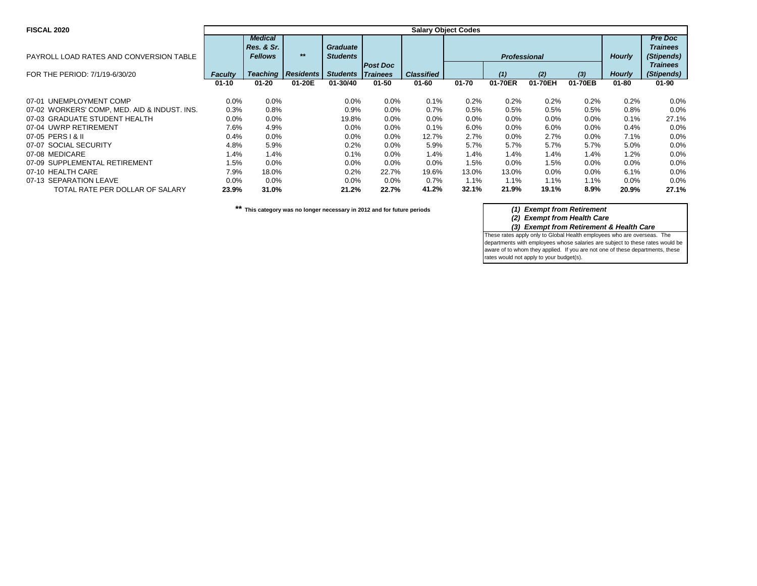**FISCAL 2020**

PAYROLL LOAD RATES AND CONVERSION TABLE

FOR THE PERIOD: 7/1/19-6/30/20

| | Salary Object Codes | | | | | | | | | | | |
|---|---|---|---|---|---|---|---|---|---|---|---|---|
| | *Faculty* | *Medical Res. & Sr. Fellows* / *Teaching* | ** / *Residents* | *Graduate Students* / *Students* | *Post Doc Trainees* | *Classified* | *Professional* | *(1)* | *(2)* | *(3)* | *Hourly* / *Hourly* | *Pre Doc Trainees (Stipends)* / *Trainees (Stipends)* |
| | **01-10** | **01-20** | **01-20E** | **01-30/40** | **01-50** | **01-60** | **01-70** | **01-70ER** | **01-70EH** | **01-70EB** | **01-80** | **01-90** |
| 07-01 UNEMPLOYMENT COMP | 0.0% | 0.0% | | 0.0% | 0.0% | 0.1% | 0.2% | 0.2% | 0.2% | 0.2% | 0.2% | 0.0% |
| 07-02 WORKERS' COMP, MED. AID & INDUST. INS. | 0.3% | 0.8% | | 0.9% | 0.0% | 0.7% | 0.5% | 0.5% | 0.5% | 0.5% | 0.8% | 0.0% |
| 07-03 GRADUATE STUDENT HEALTH | 0.0% | 0.0% | | 19.8% | 0.0% | 0.0% | 0.0% | 0.0% | 0.0% | 0.0% | 0.1% | 27.1% |
| 07-04 UWRP RETIREMENT | 7.6% | 4.9% | | 0.0% | 0.0% | 0.1% | 6.0% | 0.0% | 6.0% | 0.0% | 0.4% | 0.0% |
| 07-05 PERS I & II | 0.4% | 0.0% | | 0.0% | 0.0% | 12.7% | 2.7% | 0.0% | 2.7% | 0.0% | 7.1% | 0.0% |
| 07-07 SOCIAL SECURITY | 4.8% | 5.9% | | 0.2% | 0.0% | 5.9% | 5.7% | 5.7% | 5.7% | 5.7% | 5.0% | 0.0% |
| 07-08 MEDICARE | 1.4% | 1.4% | | 0.1% | 0.0% | 1.4% | 1.4% | 1.4% | 1.4% | 1.4% | 1.2% | 0.0% |
| 07-09 SUPPLEMENTAL RETIREMENT | 1.5% | 0.0% | | 0.0% | 0.0% | 0.0% | 1.5% | 0.0% | 1.5% | 0.0% | 0.0% | 0.0% |
| 07-10 HEALTH CARE | 7.9% | 18.0% | | 0.2% | 22.7% | 19.6% | 13.0% | 13.0% | 0.0% | 0.0% | 6.1% | 0.0% |
| 07-13 SEPARATION LEAVE | 0.0% | 0.0% | | 0.0% | 0.0% | 0.7% | 1.1% | 1.1% | 1.1% | 1.1% | 0.0% | 0.0% |
| TOTAL RATE PER DOLLAR OF SALARY | **23.9%** | **31.0%** | | **21.2%** | **22.7%** | **41.2%** | **32.1%** | **21.9%** | **19.1%** | **8.9%** | **20.9%** | **27.1%** |

** This category was no longer necessary in 2012 and for future periods

***(1) Exempt from Retirement***
***(2) Exempt from Health Care***
***(3) Exempt from Retirement & Health Care***

These rates apply only to Global Health employees who are overseas. The departments with employees whose salaries are subject to these rates would be aware of to whom they applied. If you are not one of these departments, these rates would not apply to your budget(s).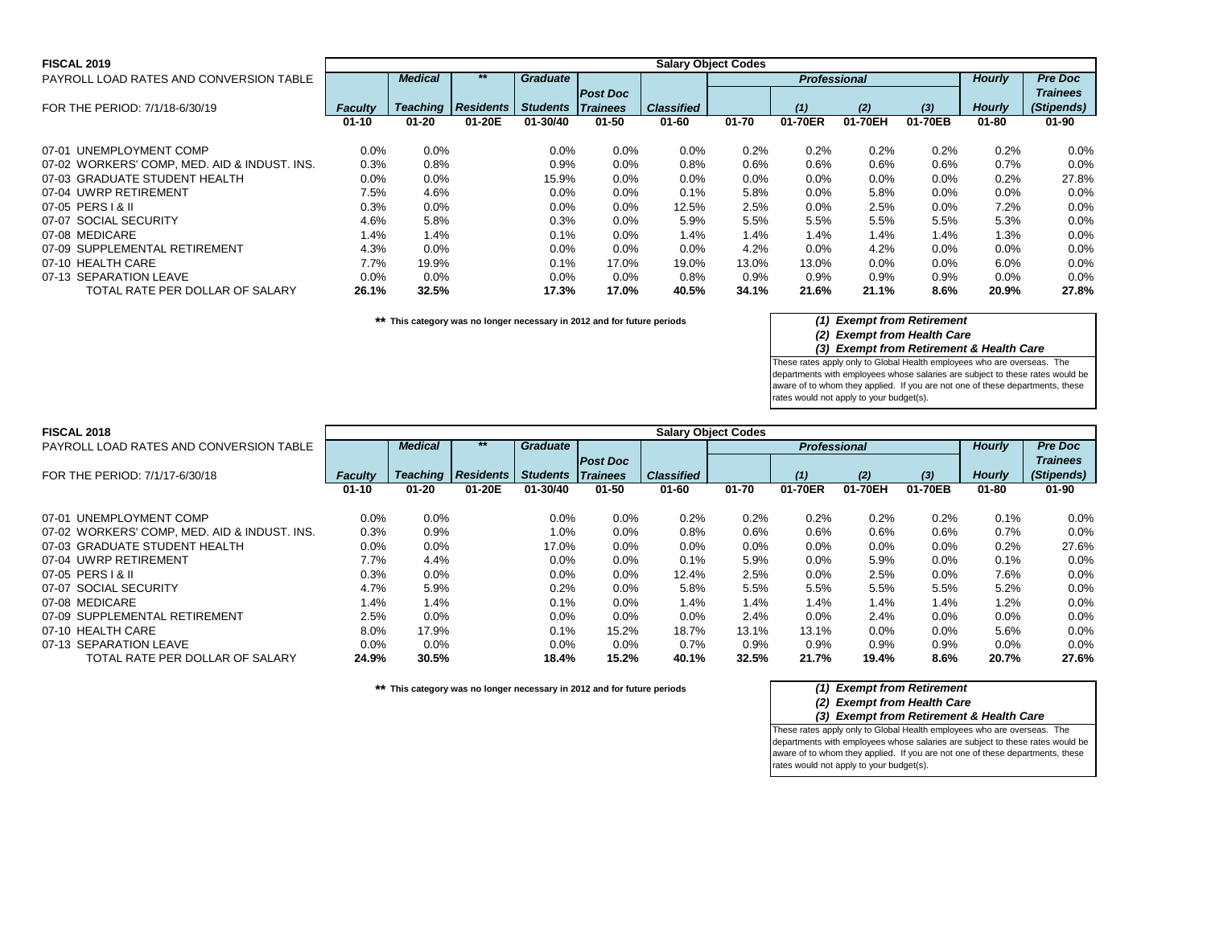## FISCAL 2019

PAYROLL LOAD RATES AND CONVERSION TABLE

FOR THE PERIOD: 7/1/18-6/30/19

| | Salary Object Codes | | | | | | | | | | | |
|---|---|---|---|---|---|---|---|---|---|---|---|---|
| | | *Medical* | ** | *Graduate* | | | *Professional* | | | | *Hourly* | *Pre Doc* |
| | *Faculty* | *Teaching* | *Residents* | *Students* | *Post Doc Trainees* | *Classified* | | *(1)* | *(2)* | *(3)* | *Hourly* | *Trainees (Stipends)* |
| | **01-10** | **01-20** | **01-20E** | **01-30/40** | **01-50** | **01-60** | **01-70** | **01-70ER** | **01-70EH** | **01-70EB** | **01-80** | **01-90** |
| 07-01 UNEMPLOYMENT COMP | 0.0% | 0.0% | | 0.0% | 0.0% | 0.0% | 0.2% | 0.2% | 0.2% | 0.2% | 0.2% | 0.0% |
| 07-02 WORKERS' COMP, MED. AID & INDUST. INS. | 0.3% | 0.8% | | 0.9% | 0.0% | 0.8% | 0.6% | 0.6% | 0.6% | 0.6% | 0.7% | 0.0% |
| 07-03 GRADUATE STUDENT HEALTH | 0.0% | 0.0% | | 15.9% | 0.0% | 0.0% | 0.0% | 0.0% | 0.0% | 0.0% | 0.2% | 27.8% |
| 07-04 UWRP RETIREMENT | 7.5% | 4.6% | | 0.0% | 0.0% | 0.1% | 5.8% | 0.0% | 5.8% | 0.0% | 0.0% | 0.0% |
| 07-05 PERS I & II | 0.3% | 0.0% | | 0.0% | 0.0% | 12.5% | 2.5% | 0.0% | 2.5% | 0.0% | 7.2% | 0.0% |
| 07-07 SOCIAL SECURITY | 4.6% | 5.8% | | 0.3% | 0.0% | 5.9% | 5.5% | 5.5% | 5.5% | 5.5% | 5.3% | 0.0% |
| 07-08 MEDICARE | 1.4% | 1.4% | | 0.1% | 0.0% | 1.4% | 1.4% | 1.4% | 1.4% | 1.4% | 1.3% | 0.0% |
| 07-09 SUPPLEMENTAL RETIREMENT | 4.3% | 0.0% | | 0.0% | 0.0% | 0.0% | 4.2% | 0.0% | 4.2% | 0.0% | 0.0% | 0.0% |
| 07-10 HEALTH CARE | 7.7% | 19.9% | | 0.1% | 17.0% | 19.0% | 13.0% | 13.0% | 0.0% | 0.0% | 6.0% | 0.0% |
| 07-13 SEPARATION LEAVE | 0.0% | 0.0% | | 0.0% | 0.0% | 0.8% | 0.9% | 0.9% | 0.9% | 0.9% | 0.0% | 0.0% |
| TOTAL RATE PER DOLLAR OF SALARY | **26.1%** | **32.5%** | | **17.3%** | **17.0%** | **40.5%** | **34.1%** | **21.6%** | **21.1%** | **8.6%** | **20.9%** | **27.8%** |

** This category was no longer necessary in 2012 and for future periods

*(1) Exempt from Retirement*
*(2) Exempt from Health Care*
*(3) Exempt from Retirement & Health Care*

These rates apply only to Global Health employees who are overseas. The departments with employees whose salaries are subject to these rates would be aware of to whom they applied. If you are not one of these departments, these rates would not apply to your budget(s).

## FISCAL 2018

PAYROLL LOAD RATES AND CONVERSION TABLE

FOR THE PERIOD: 7/1/17-6/30/18

| | Salary Object Codes | | | | | | | | | | | |
|---|---|---|---|---|---|---|---|---|---|---|---|---|
| | | *Medical* | ** | *Graduate* | | | *Professional* | | | | *Hourly* | *Pre Doc* |
| | *Faculty* | *Teaching* | *Residents* | *Students* | *Post Doc Trainees* | *Classified* | | *(1)* | *(2)* | *(3)* | *Hourly* | *Trainees (Stipends)* |
| | **01-10** | **01-20** | **01-20E** | **01-30/40** | **01-50** | **01-60** | **01-70** | **01-70ER** | **01-70EH** | **01-70EB** | **01-80** | **01-90** |
| 07-01 UNEMPLOYMENT COMP | 0.0% | 0.0% | | 0.0% | 0.0% | 0.2% | 0.2% | 0.2% | 0.2% | 0.2% | 0.1% | 0.0% |
| 07-02 WORKERS' COMP, MED. AID & INDUST. INS. | 0.3% | 0.9% | | 1.0% | 0.0% | 0.8% | 0.6% | 0.6% | 0.6% | 0.6% | 0.7% | 0.0% |
| 07-03 GRADUATE STUDENT HEALTH | 0.0% | 0.0% | | 17.0% | 0.0% | 0.0% | 0.0% | 0.0% | 0.0% | 0.0% | 0.2% | 27.6% |
| 07-04 UWRP RETIREMENT | 7.7% | 4.4% | | 0.0% | 0.0% | 0.1% | 5.9% | 0.0% | 5.9% | 0.0% | 0.1% | 0.0% |
| 07-05 PERS I & II | 0.3% | 0.0% | | 0.0% | 0.0% | 12.4% | 2.5% | 0.0% | 2.5% | 0.0% | 7.6% | 0.0% |
| 07-07 SOCIAL SECURITY | 4.7% | 5.9% | | 0.2% | 0.0% | 5.8% | 5.5% | 5.5% | 5.5% | 5.5% | 5.2% | 0.0% |
| 07-08 MEDICARE | 1.4% | 1.4% | | 0.1% | 0.0% | 1.4% | 1.4% | 1.4% | 1.4% | 1.4% | 1.2% | 0.0% |
| 07-09 SUPPLEMENTAL RETIREMENT | 2.5% | 0.0% | | 0.0% | 0.0% | 0.0% | 2.4% | 0.0% | 2.4% | 0.0% | 0.0% | 0.0% |
| 07-10 HEALTH CARE | 8.0% | 17.9% | | 0.1% | 15.2% | 18.7% | 13.1% | 13.1% | 0.0% | 0.0% | 5.6% | 0.0% |
| 07-13 SEPARATION LEAVE | 0.0% | 0.0% | | 0.0% | 0.0% | 0.7% | 0.9% | 0.9% | 0.9% | 0.9% | 0.0% | 0.0% |
| TOTAL RATE PER DOLLAR OF SALARY | **24.9%** | **30.5%** | | **18.4%** | **15.2%** | **40.1%** | **32.5%** | **21.7%** | **19.4%** | **8.6%** | **20.7%** | **27.6%** |

** This category was no longer necessary in 2012 and for future periods

*(1) Exempt from Retirement*
*(2) Exempt from Health Care*
*(3) Exempt from Retirement & Health Care*

These rates apply only to Global Health employees who are overseas. The departments with employees whose salaries are subject to these rates would be aware of to whom they applied. If you are not one of these departments, these rates would not apply to your budget(s).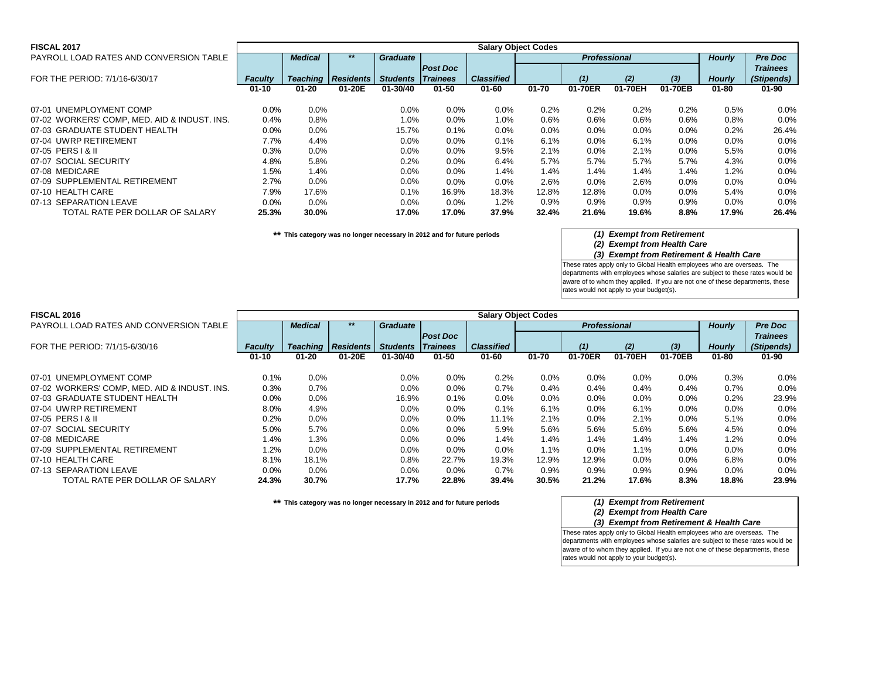**FISCAL 2017**
PAYROLL LOAD RATES AND CONVERSION TABLE
FOR THE PERIOD: 7/1/16-6/30/17

| | Salary Object Codes | | | | | | | | | | | |
|---|---|---|---|---|---|---|---|---|---|---|---|---|
| | | *Medical* | ** | *Graduate* | | | *Professional* | | | | *Hourly* | *Pre Doc* |
| | *Faculty* | *Teaching* | *Residents* | *Students* | *Post Doc Trainees* | *Classified* | | *(1)* | *(2)* | *(3)* | *Hourly* | *Trainees (Stipends)* |
| | **01-10** | **01-20** | **01-20E** | **01-30/40** | **01-50** | **01-60** | **01-70** | **01-70ER** | **01-70EH** | **01-70EB** | **01-80** | **01-90** |
| 07-01 UNEMPLOYMENT COMP | 0.0% | 0.0% | | 0.0% | 0.0% | 0.0% | 0.2% | 0.2% | 0.2% | 0.2% | 0.5% | 0.0% |
| 07-02 WORKERS' COMP, MED. AID & INDUST. INS. | 0.4% | 0.8% | | 1.0% | 0.0% | 1.0% | 0.6% | 0.6% | 0.6% | 0.6% | 0.8% | 0.0% |
| 07-03 GRADUATE STUDENT HEALTH | 0.0% | 0.0% | | 15.7% | 0.1% | 0.0% | 0.0% | 0.0% | 0.0% | 0.0% | 0.2% | 26.4% |
| 07-04 UWRP RETIREMENT | 7.7% | 4.4% | | 0.0% | 0.0% | 0.1% | 6.1% | 0.0% | 6.1% | 0.0% | 0.0% | 0.0% |
| 07-05 PERS I & II | 0.3% | 0.0% | | 0.0% | 0.0% | 9.5% | 2.1% | 0.0% | 2.1% | 0.0% | 5.5% | 0.0% |
| 07-07 SOCIAL SECURITY | 4.8% | 5.8% | | 0.2% | 0.0% | 6.4% | 5.7% | 5.7% | 5.7% | 5.7% | 4.3% | 0.0% |
| 07-08 MEDICARE | 1.5% | 1.4% | | 0.0% | 0.0% | 1.4% | 1.4% | 1.4% | 1.4% | 1.4% | 1.2% | 0.0% |
| 07-09 SUPPLEMENTAL RETIREMENT | 2.7% | 0.0% | | 0.0% | 0.0% | 0.0% | 2.6% | 0.0% | 2.6% | 0.0% | 0.0% | 0.0% |
| 07-10 HEALTH CARE | 7.9% | 17.6% | | 0.1% | 16.9% | 18.3% | 12.8% | 12.8% | 0.0% | 0.0% | 5.4% | 0.0% |
| 07-13 SEPARATION LEAVE | 0.0% | 0.0% | | 0.0% | 0.0% | 1.2% | 0.9% | 0.9% | 0.9% | 0.9% | 0.0% | 0.0% |
| TOTAL RATE PER DOLLAR OF SALARY | **25.3%** | **30.0%** | | **17.0%** | **17.0%** | **37.9%** | **32.4%** | **21.6%** | **19.6%** | **8.8%** | **17.9%** | **26.4%** |

**\*\* This category was no longer necessary in 2012 and for future periods**

*(1) Exempt from Retirement*
*(2) Exempt from Health Care*
*(3) Exempt from Retirement & Health Care*

These rates apply only to Global Health employees who are overseas. The departments with employees whose salaries are subject to these rates would be aware of to whom they applied. If you are not one of these departments, these rates would not apply to your budget(s).

**FISCAL 2016**
PAYROLL LOAD RATES AND CONVERSION TABLE
FOR THE PERIOD: 7/1/15-6/30/16

| | Salary Object Codes | | | | | | | | | | | |
|---|---|---|---|---|---|---|---|---|---|---|---|---|
| | | *Medical* | ** | *Graduate* | | | *Professional* | | | | *Hourly* | *Pre Doc* |
| | *Faculty* | *Teaching* | *Residents* | *Students* | *Post Doc Trainees* | *Classified* | | *(1)* | *(2)* | *(3)* | *Hourly* | *Trainees (Stipends)* |
| | **01-10** | **01-20** | **01-20E** | **01-30/40** | **01-50** | **01-60** | **01-70** | **01-70ER** | **01-70EH** | **01-70EB** | **01-80** | **01-90** |
| 07-01 UNEMPLOYMENT COMP | 0.1% | 0.0% | | 0.0% | 0.0% | 0.2% | 0.0% | 0.0% | 0.0% | 0.0% | 0.3% | 0.0% |
| 07-02 WORKERS' COMP, MED. AID & INDUST. INS. | 0.3% | 0.7% | | 0.0% | 0.0% | 0.7% | 0.4% | 0.4% | 0.4% | 0.4% | 0.7% | 0.0% |
| 07-03 GRADUATE STUDENT HEALTH | 0.0% | 0.0% | | 16.9% | 0.1% | 0.0% | 0.0% | 0.0% | 0.0% | 0.0% | 0.2% | 23.9% |
| 07-04 UWRP RETIREMENT | 8.0% | 4.9% | | 0.0% | 0.0% | 0.1% | 6.1% | 0.0% | 6.1% | 0.0% | 0.0% | 0.0% |
| 07-05 PERS I & II | 0.2% | 0.0% | | 0.0% | 0.0% | 11.1% | 2.1% | 0.0% | 2.1% | 0.0% | 5.1% | 0.0% |
| 07-07 SOCIAL SECURITY | 5.0% | 5.7% | | 0.0% | 0.0% | 5.9% | 5.6% | 5.6% | 5.6% | 5.6% | 4.5% | 0.0% |
| 07-08 MEDICARE | 1.4% | 1.3% | | 0.0% | 0.0% | 1.4% | 1.4% | 1.4% | 1.4% | 1.4% | 1.2% | 0.0% |
| 07-09 SUPPLEMENTAL RETIREMENT | 1.2% | 0.0% | | 0.0% | 0.0% | 0.0% | 1.1% | 0.0% | 1.1% | 0.0% | 0.0% | 0.0% |
| 07-10 HEALTH CARE | 8.1% | 18.1% | | 0.8% | 22.7% | 19.3% | 12.9% | 12.9% | 0.0% | 0.0% | 6.8% | 0.0% |
| 07-13 SEPARATION LEAVE | 0.0% | 0.0% | | 0.0% | 0.0% | 0.7% | 0.9% | 0.9% | 0.9% | 0.9% | 0.0% | 0.0% |
| TOTAL RATE PER DOLLAR OF SALARY | **24.3%** | **30.7%** | | **17.7%** | **22.8%** | **39.4%** | **30.5%** | **21.2%** | **17.6%** | **8.3%** | **18.8%** | **23.9%** |

**\*\* This category was no longer necessary in 2012 and for future periods**

*(1) Exempt from Retirement*
*(2) Exempt from Health Care*
*(3) Exempt from Retirement & Health Care*

These rates apply only to Global Health employees who are overseas. The departments with employees whose salaries are subject to these rates would be aware of to whom they applied. If you are not one of these departments, these rates would not apply to your budget(s).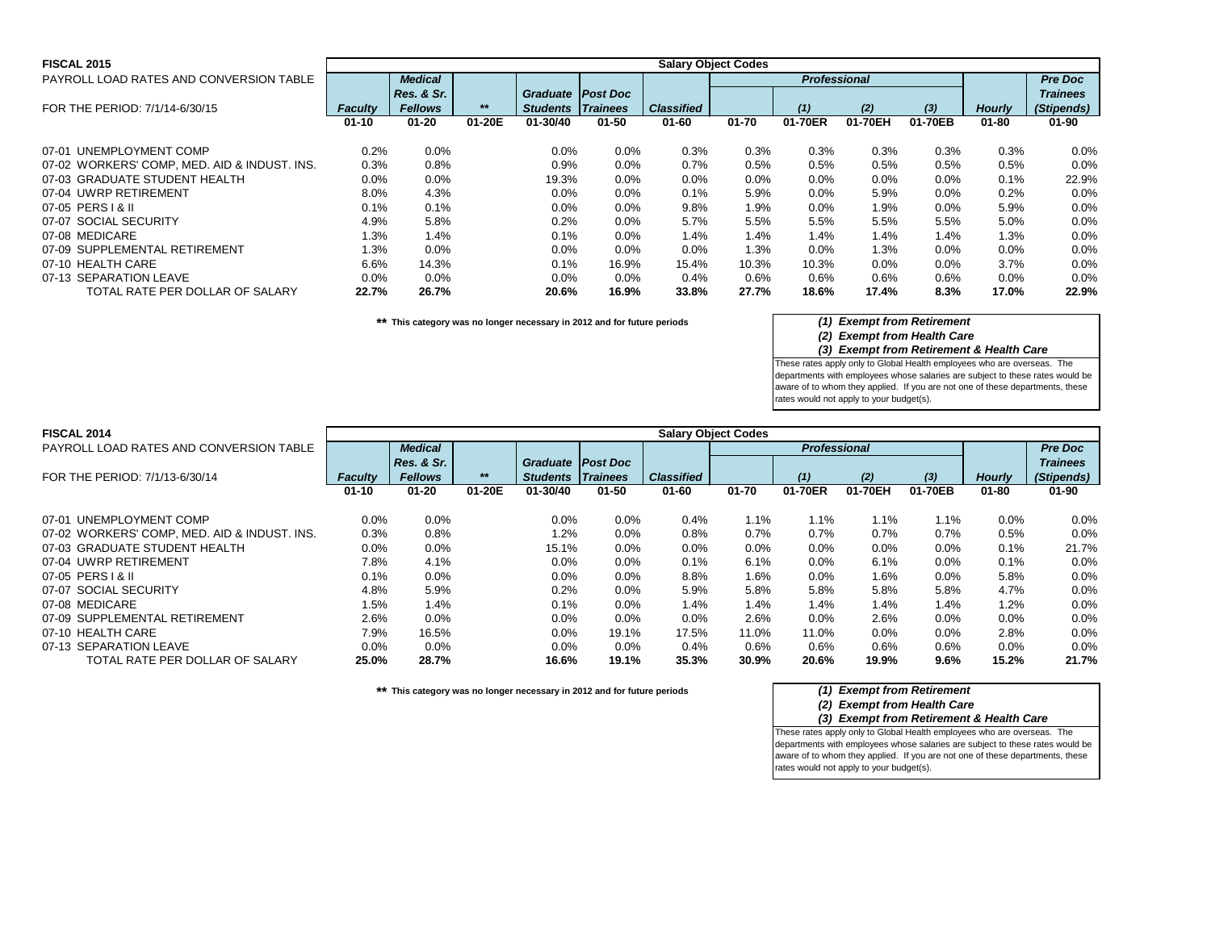## FISCAL 2015

PAYROLL LOAD RATES AND CONVERSION TABLE

FOR THE PERIOD: 7/1/14-6/30/15

| | Salary Object Codes | | | | | | | | | | | |
|---|---|---|---|---|---|---|---|---|---|---|---|---|
| | | *Medical* | | | | | *Professional* | | | | | *Pre Doc* |
| | | *Res. & Sr.* | | *Graduate* | *Post Doc* | | | | | | | *Trainees* |
| | *Faculty* | *Fellows* | ** | *Students* | *Trainees* | *Classified* | | *(1)* | *(2)* | *(3)* | *Hourly* | *(Stipends)* |
| | **01-10** | **01-20** | **01-20E** | **01-30/40** | **01-50** | **01-60** | **01-70** | **01-70ER** | **01-70EH** | **01-70EB** | **01-80** | **01-90** |
| 07-01 UNEMPLOYMENT COMP | 0.2% | 0.0% | | 0.0% | 0.0% | 0.3% | 0.3% | 0.3% | 0.3% | 0.3% | 0.3% | 0.0% |
| 07-02 WORKERS' COMP, MED. AID & INDUST. INS. | 0.3% | 0.8% | | 0.9% | 0.0% | 0.7% | 0.5% | 0.5% | 0.5% | 0.5% | 0.5% | 0.0% |
| 07-03 GRADUATE STUDENT HEALTH | 0.0% | 0.0% | | 19.3% | 0.0% | 0.0% | 0.0% | 0.0% | 0.0% | 0.0% | 0.1% | 22.9% |
| 07-04 UWRP RETIREMENT | 8.0% | 4.3% | | 0.0% | 0.0% | 0.1% | 5.9% | 0.0% | 5.9% | 0.0% | 0.2% | 0.0% |
| 07-05 PERS I & II | 0.1% | 0.1% | | 0.0% | 0.0% | 9.8% | 1.9% | 0.0% | 1.9% | 0.0% | 5.9% | 0.0% |
| 07-07 SOCIAL SECURITY | 4.9% | 5.8% | | 0.2% | 0.0% | 5.7% | 5.5% | 5.5% | 5.5% | 5.5% | 5.0% | 0.0% |
| 07-08 MEDICARE | 1.3% | 1.4% | | 0.1% | 0.0% | 1.4% | 1.4% | 1.4% | 1.4% | 1.4% | 1.3% | 0.0% |
| 07-09 SUPPLEMENTAL RETIREMENT | 1.3% | 0.0% | | 0.0% | 0.0% | 0.0% | 1.3% | 0.0% | 1.3% | 0.0% | 0.0% | 0.0% |
| 07-10 HEALTH CARE | 6.6% | 14.3% | | 0.1% | 16.9% | 15.4% | 10.3% | 10.3% | 0.0% | 0.0% | 3.7% | 0.0% |
| 07-13 SEPARATION LEAVE | 0.0% | 0.0% | | 0.0% | 0.0% | 0.4% | 0.6% | 0.6% | 0.6% | 0.6% | 0.0% | 0.0% |
| TOTAL RATE PER DOLLAR OF SALARY | **22.7%** | **26.7%** | | **20.6%** | **16.9%** | **33.8%** | **27.7%** | **18.6%** | **17.4%** | **8.3%** | **17.0%** | **22.9%** |

** **This category was no longer necessary in 2012 and for future periods**

***(1) Exempt from Retirement***
***(2) Exempt from Health Care***
***(3) Exempt from Retirement & Health Care***

These rates apply only to Global Health employees who are overseas. The departments with employees whose salaries are subject to these rates would be aware of to whom they applied. If you are not one of these departments, these rates would not apply to your budget(s).

## FISCAL 2014

PAYROLL LOAD RATES AND CONVERSION TABLE

FOR THE PERIOD: 7/1/13-6/30/14

| | Salary Object Codes | | | | | | | | | | | |
|---|---|---|---|---|---|---|---|---|---|---|---|---|
| | | *Medical* | | | | | *Professional* | | | | | *Pre Doc* |
| | | *Res. & Sr.* | | *Graduate* | *Post Doc* | | | | | | | *Trainees* |
| | *Faculty* | *Fellows* | ** | *Students* | *Trainees* | *Classified* | | *(1)* | *(2)* | *(3)* | *Hourly* | *(Stipends)* |
| | **01-10** | **01-20** | **01-20E** | **01-30/40** | **01-50** | **01-60** | **01-70** | **01-70ER** | **01-70EH** | **01-70EB** | **01-80** | **01-90** |
| 07-01 UNEMPLOYMENT COMP | 0.0% | 0.0% | | 0.0% | 0.0% | 0.4% | 1.1% | 1.1% | 1.1% | 1.1% | 0.0% | 0.0% |
| 07-02 WORKERS' COMP, MED. AID & INDUST. INS. | 0.3% | 0.8% | | 1.2% | 0.0% | 0.8% | 0.7% | 0.7% | 0.7% | 0.7% | 0.5% | 0.0% |
| 07-03 GRADUATE STUDENT HEALTH | 0.0% | 0.0% | | 15.1% | 0.0% | 0.0% | 0.0% | 0.0% | 0.0% | 0.0% | 0.1% | 21.7% |
| 07-04 UWRP RETIREMENT | 7.8% | 4.1% | | 0.0% | 0.0% | 0.1% | 6.1% | 0.0% | 6.1% | 0.0% | 0.1% | 0.0% |
| 07-05 PERS I & II | 0.1% | 0.0% | | 0.0% | 0.0% | 8.8% | 1.6% | 0.0% | 1.6% | 0.0% | 5.8% | 0.0% |
| 07-07 SOCIAL SECURITY | 4.8% | 5.9% | | 0.2% | 0.0% | 5.9% | 5.8% | 5.8% | 5.8% | 5.8% | 4.7% | 0.0% |
| 07-08 MEDICARE | 1.5% | 1.4% | | 0.1% | 0.0% | 1.4% | 1.4% | 1.4% | 1.4% | 1.4% | 1.2% | 0.0% |
| 07-09 SUPPLEMENTAL RETIREMENT | 2.6% | 0.0% | | 0.0% | 0.0% | 0.0% | 2.6% | 0.0% | 2.6% | 0.0% | 0.0% | 0.0% |
| 07-10 HEALTH CARE | 7.9% | 16.5% | | 0.0% | 19.1% | 17.5% | 11.0% | 11.0% | 0.0% | 0.0% | 2.8% | 0.0% |
| 07-13 SEPARATION LEAVE | 0.0% | 0.0% | | 0.0% | 0.0% | 0.4% | 0.6% | 0.6% | 0.6% | 0.6% | 0.0% | 0.0% |
| TOTAL RATE PER DOLLAR OF SALARY | **25.0%** | **28.7%** | | **16.6%** | **19.1%** | **35.3%** | **30.9%** | **20.6%** | **19.9%** | **9.6%** | **15.2%** | **21.7%** |

** **This category was no longer necessary in 2012 and for future periods**

***(1) Exempt from Retirement***
***(2) Exempt from Health Care***
***(3) Exempt from Retirement & Health Care***

These rates apply only to Global Health employees who are overseas. The departments with employees whose salaries are subject to these rates would be aware of to whom they applied. If you are not one of these departments, these rates would not apply to your budget(s).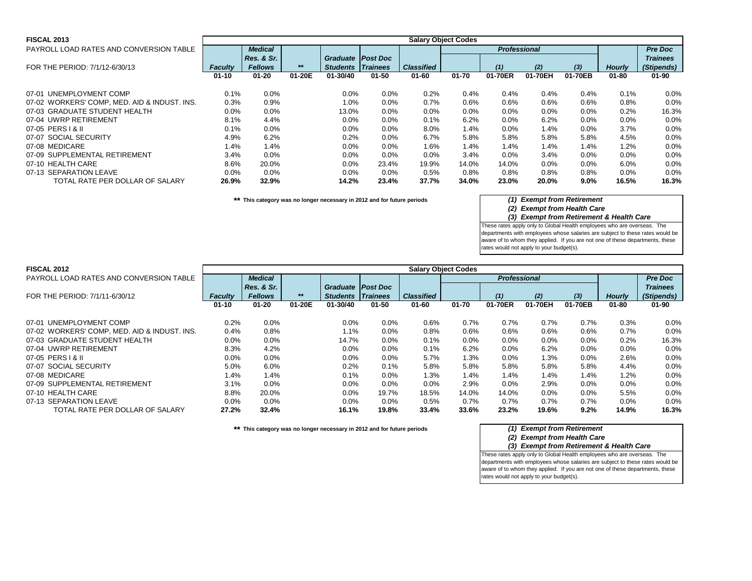**FISCAL 2013**

PAYROLL LOAD RATES AND CONVERSION TABLE

FOR THE PERIOD: 7/1/12-6/30/13

| | Salary Object Codes | | | | | | | | | | | |
|---|---|---|---|---|---|---|---|---|---|---|---|---|
| | | *Medical* | | | | | *Professional* | | | | | *Pre Doc* |
| | | *Res. & Sr.* | | *Graduate* | *Post Doc* | | | | | | | *Trainees* |
| | ***Faculty*** | ***Fellows*** | ***\**** | ***Students*** | ***Trainees*** | ***Classified*** | | ***(1)*** | ***(2)*** | ***(3)*** | ***Hourly*** | ***(Stipends)*** |
| | **01-10** | **01-20** | **01-20E** | **01-30/40** | **01-50** | **01-60** | **01-70** | **01-70ER** | **01-70EH** | **01-70EB** | **01-80** | **01-90** |
| 07-01 UNEMPLOYMENT COMP | 0.1% | 0.0% | | 0.0% | 0.0% | 0.2% | 0.4% | 0.4% | 0.4% | 0.4% | 0.1% | 0.0% |
| 07-02 WORKERS' COMP, MED. AID & INDUST. INS. | 0.3% | 0.9% | | 1.0% | 0.0% | 0.7% | 0.6% | 0.6% | 0.6% | 0.6% | 0.8% | 0.0% |
| 07-03 GRADUATE STUDENT HEALTH | 0.0% | 0.0% | | 13.0% | 0.0% | 0.0% | 0.0% | 0.0% | 0.0% | 0.0% | 0.2% | 16.3% |
| 07-04 UWRP RETIREMENT | 8.1% | 4.4% | | 0.0% | 0.0% | 0.1% | 6.2% | 0.0% | 6.2% | 0.0% | 0.0% | 0.0% |
| 07-05 PERS I & II | 0.1% | 0.0% | | 0.0% | 0.0% | 8.0% | 1.4% | 0.0% | 1.4% | 0.0% | 3.7% | 0.0% |
| 07-07 SOCIAL SECURITY | 4.9% | 6.2% | | 0.2% | 0.0% | 6.7% | 5.8% | 5.8% | 5.8% | 5.8% | 4.5% | 0.0% |
| 07-08 MEDICARE | 1.4% | 1.4% | | 0.0% | 0.0% | 1.6% | 1.4% | 1.4% | 1.4% | 1.4% | 1.2% | 0.0% |
| 07-09 SUPPLEMENTAL RETIREMENT | 3.4% | 0.0% | | 0.0% | 0.0% | 0.0% | 3.4% | 0.0% | 3.4% | 0.0% | 0.0% | 0.0% |
| 07-10 HEALTH CARE | 8.6% | 20.0% | | 0.0% | 23.4% | 19.9% | 14.0% | 14.0% | 0.0% | 0.0% | 6.0% | 0.0% |
| 07-13 SEPARATION LEAVE | 0.0% | 0.0% | | 0.0% | 0.0% | 0.5% | 0.8% | 0.8% | 0.8% | 0.8% | 0.0% | 0.0% |
| TOTAL RATE PER DOLLAR OF SALARY | **26.9%** | **32.9%** | | **14.2%** | **23.4%** | **37.7%** | **34.0%** | **23.0%** | **20.0%** | **9.0%** | **16.5%** | **16.3%** |

**\*\* This category was no longer necessary in 2012 and for future periods**

***(1) Exempt from Retirement***
***(2) Exempt from Health Care***
***(3) Exempt from Retirement & Health Care***

These rates apply only to Global Health employees who are overseas. The departments with employees whose salaries are subject to these rates would be aware of to whom they applied. If you are not one of these departments, these rates would not apply to your budget(s).

**FISCAL 2012**

PAYROLL LOAD RATES AND CONVERSION TABLE

FOR THE PERIOD: 7/1/11-6/30/12

| | Salary Object Codes | | | | | | | | | | | |
|---|---|---|---|---|---|---|---|---|---|---|---|---|
| | | *Medical* | | | | | *Professional* | | | | | *Pre Doc* |
| | | *Res. & Sr.* | | *Graduate* | *Post Doc* | | | | | | | *Trainees* |
| | ***Faculty*** | ***Fellows*** | ***\**** | ***Students*** | ***Trainees*** | ***Classified*** | | ***(1)*** | ***(2)*** | ***(3)*** | ***Hourly*** | ***(Stipends)*** |
| | **01-10** | **01-20** | **01-20E** | **01-30/40** | **01-50** | **01-60** | **01-70** | **01-70ER** | **01-70EH** | **01-70EB** | **01-80** | **01-90** |
| 07-01 UNEMPLOYMENT COMP | 0.2% | 0.0% | | 0.0% | 0.0% | 0.6% | 0.7% | 0.7% | 0.7% | 0.7% | 0.3% | 0.0% |
| 07-02 WORKERS' COMP, MED. AID & INDUST. INS. | 0.4% | 0.8% | | 1.1% | 0.0% | 0.8% | 0.6% | 0.6% | 0.6% | 0.6% | 0.7% | 0.0% |
| 07-03 GRADUATE STUDENT HEALTH | 0.0% | 0.0% | | 14.7% | 0.0% | 0.1% | 0.0% | 0.0% | 0.0% | 0.0% | 0.2% | 16.3% |
| 07-04 UWRP RETIREMENT | 8.3% | 4.2% | | 0.0% | 0.0% | 0.1% | 6.2% | 0.0% | 6.2% | 0.0% | 0.0% | 0.0% |
| 07-05 PERS I & II | 0.0% | 0.0% | | 0.0% | 0.0% | 5.7% | 1.3% | 0.0% | 1.3% | 0.0% | 2.6% | 0.0% |
| 07-07 SOCIAL SECURITY | 5.0% | 6.0% | | 0.2% | 0.1% | 5.8% | 5.8% | 5.8% | 5.8% | 5.8% | 4.4% | 0.0% |
| 07-08 MEDICARE | 1.4% | 1.4% | | 0.1% | 0.0% | 1.3% | 1.4% | 1.4% | 1.4% | 1.4% | 1.2% | 0.0% |
| 07-09 SUPPLEMENTAL RETIREMENT | 3.1% | 0.0% | | 0.0% | 0.0% | 0.0% | 2.9% | 0.0% | 2.9% | 0.0% | 0.0% | 0.0% |
| 07-10 HEALTH CARE | 8.8% | 20.0% | | 0.0% | 19.7% | 18.5% | 14.0% | 14.0% | 0.0% | 0.0% | 5.5% | 0.0% |
| 07-13 SEPARATION LEAVE | 0.0% | 0.0% | | 0.0% | 0.0% | 0.5% | 0.7% | 0.7% | 0.7% | 0.7% | 0.0% | 0.0% |
| TOTAL RATE PER DOLLAR OF SALARY | **27.2%** | **32.4%** | | **16.1%** | **19.8%** | **33.4%** | **33.6%** | **23.2%** | **19.6%** | **9.2%** | **14.9%** | **16.3%** |

**\*\* This category was no longer necessary in 2012 and for future periods**

***(1) Exempt from Retirement***
***(2) Exempt from Health Care***
***(3) Exempt from Retirement & Health Care***

These rates apply only to Global Health employees who are overseas. The departments with employees whose salaries are subject to these rates would be aware of to whom they applied. If you are not one of these departments, these rates would not apply to your budget(s).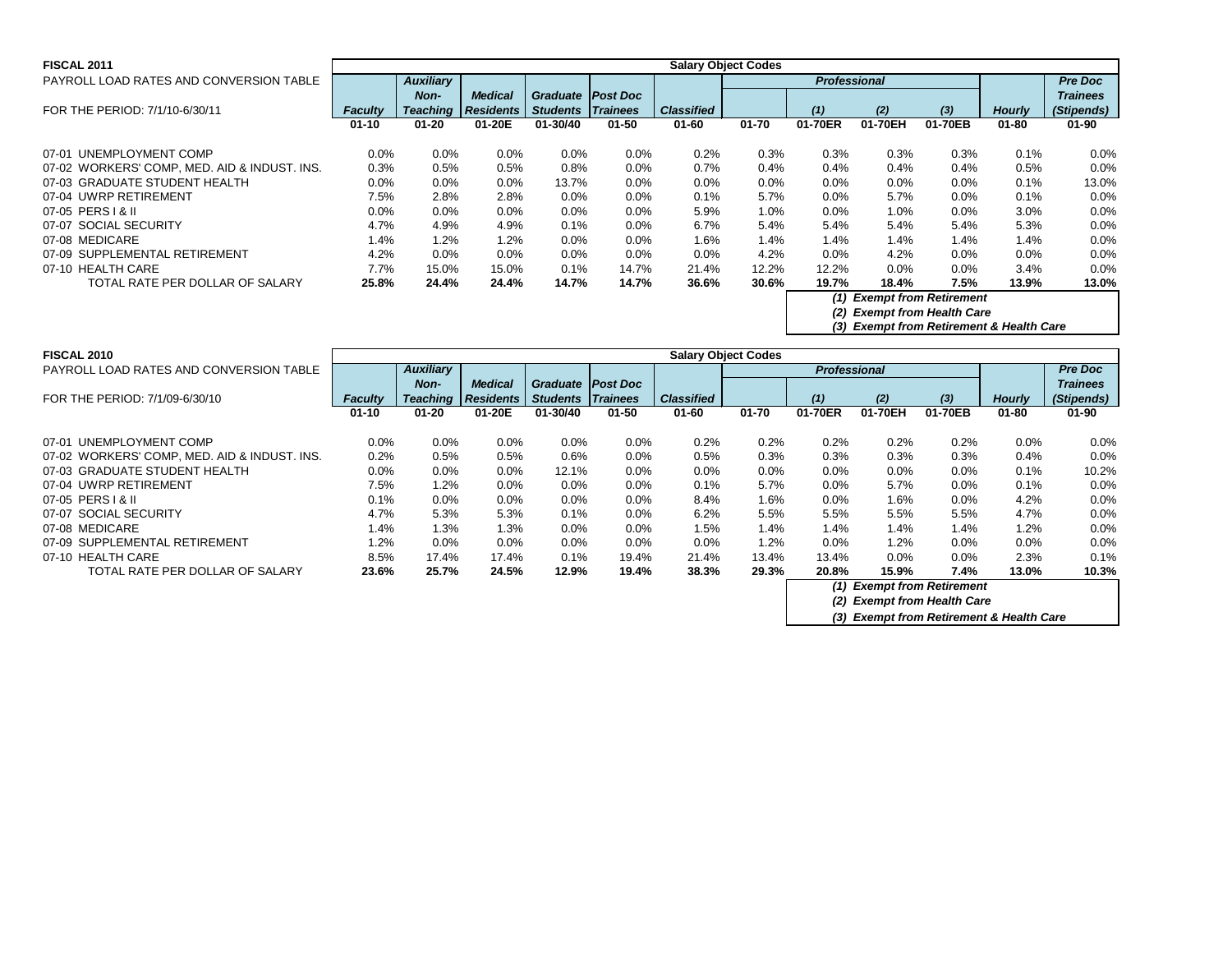## FISCAL 2011

PAYROLL LOAD RATES AND CONVERSION TABLE

FOR THE PERIOD: 7/1/10-6/30/11

| | Salary Object Codes | | | | | | | | | | | |
|---|---|---|---|---|---|---|---|---|---|---|---|---|
| | | *Auxiliary* | | | | | | *Professional* | | | | *Pre Doc* |
| | | *Non-* | *Medical* | *Graduate* | *Post Doc* | | | | | | | *Trainees* |
| | *Faculty* | *Teaching* | *Residents* | *Students* | *Trainees* | *Classified* | | *(1)* | *(2)* | *(3)* | *Hourly* | *(Stipends)* |
| | **01-10** | **01-20** | **01-20E** | **01-30/40** | **01-50** | **01-60** | **01-70** | **01-70ER** | **01-70EH** | **01-70EB** | **01-80** | **01-90** |
| 07-01 UNEMPLOYMENT COMP | 0.0% | 0.0% | 0.0% | 0.0% | 0.0% | 0.2% | 0.3% | 0.3% | 0.3% | 0.3% | 0.1% | 0.0% |
| 07-02 WORKERS' COMP, MED. AID & INDUST. INS. | 0.3% | 0.5% | 0.5% | 0.8% | 0.0% | 0.7% | 0.4% | 0.4% | 0.4% | 0.4% | 0.5% | 0.0% |
| 07-03 GRADUATE STUDENT HEALTH | 0.0% | 0.0% | 0.0% | 13.7% | 0.0% | 0.0% | 0.0% | 0.0% | 0.0% | 0.0% | 0.1% | 13.0% |
| 07-04 UWRP RETIREMENT | 7.5% | 2.8% | 2.8% | 0.0% | 0.0% | 0.1% | 5.7% | 0.0% | 5.7% | 0.0% | 0.1% | 0.0% |
| 07-05 PERS I & II | 0.0% | 0.0% | 0.0% | 0.0% | 0.0% | 5.9% | 1.0% | 0.0% | 1.0% | 0.0% | 3.0% | 0.0% |
| 07-07 SOCIAL SECURITY | 4.7% | 4.9% | 4.9% | 0.1% | 0.0% | 6.7% | 5.4% | 5.4% | 5.4% | 5.4% | 5.3% | 0.0% |
| 07-08 MEDICARE | 1.4% | 1.2% | 1.2% | 0.0% | 0.0% | 1.6% | 1.4% | 1.4% | 1.4% | 1.4% | 1.4% | 0.0% |
| 07-09 SUPPLEMENTAL RETIREMENT | 4.2% | 0.0% | 0.0% | 0.0% | 0.0% | 0.0% | 4.2% | 0.0% | 4.2% | 0.0% | 0.0% | 0.0% |
| 07-10 HEALTH CARE | 7.7% | 15.0% | 15.0% | 0.1% | 14.7% | 21.4% | 12.2% | 12.2% | 0.0% | 0.0% | 3.4% | 0.0% |
| TOTAL RATE PER DOLLAR OF SALARY | **25.8%** | **24.4%** | **24.4%** | **14.7%** | **14.7%** | **36.6%** | **30.6%** | **19.7%** | **18.4%** | **7.5%** | **13.9%** | **13.0%** |

*(1) Exempt from Retirement*
*(2) Exempt from Health Care*
*(3) Exempt from Retirement & Health Care*

## FISCAL 2010

PAYROLL LOAD RATES AND CONVERSION TABLE

FOR THE PERIOD: 7/1/09-6/30/10

| | Salary Object Codes | | | | | | | | | | | |
|---|---|---|---|---|---|---|---|---|---|---|---|---|
| | | *Auxiliary* | | | | | | *Professional* | | | | *Pre Doc* |
| | | *Non-* | *Medical* | *Graduate* | *Post Doc* | | | | | | | *Trainees* |
| | *Faculty* | *Teaching* | *Residents* | *Students* | *Trainees* | *Classified* | | *(1)* | *(2)* | *(3)* | *Hourly* | *(Stipends)* |
| | **01-10** | **01-20** | **01-20E** | **01-30/40** | **01-50** | **01-60** | **01-70** | **01-70ER** | **01-70EH** | **01-70EB** | **01-80** | **01-90** |
| 07-01 UNEMPLOYMENT COMP | 0.0% | 0.0% | 0.0% | 0.0% | 0.0% | 0.2% | 0.2% | 0.2% | 0.2% | 0.2% | 0.0% | 0.0% |
| 07-02 WORKERS' COMP, MED. AID & INDUST. INS. | 0.2% | 0.5% | 0.5% | 0.6% | 0.0% | 0.5% | 0.3% | 0.3% | 0.3% | 0.3% | 0.4% | 0.0% |
| 07-03 GRADUATE STUDENT HEALTH | 0.0% | 0.0% | 0.0% | 12.1% | 0.0% | 0.0% | 0.0% | 0.0% | 0.0% | 0.0% | 0.1% | 10.2% |
| 07-04 UWRP RETIREMENT | 7.5% | 1.2% | 0.0% | 0.0% | 0.0% | 0.1% | 5.7% | 0.0% | 5.7% | 0.0% | 0.1% | 0.0% |
| 07-05 PERS I & II | 0.1% | 0.0% | 0.0% | 0.0% | 0.0% | 8.4% | 1.6% | 0.0% | 1.6% | 0.0% | 4.2% | 0.0% |
| 07-07 SOCIAL SECURITY | 4.7% | 5.3% | 5.3% | 0.1% | 0.0% | 6.2% | 5.5% | 5.5% | 5.5% | 5.5% | 4.7% | 0.0% |
| 07-08 MEDICARE | 1.4% | 1.3% | 1.3% | 0.0% | 0.0% | 1.5% | 1.4% | 1.4% | 1.4% | 1.4% | 1.2% | 0.0% |
| 07-09 SUPPLEMENTAL RETIREMENT | 1.2% | 0.0% | 0.0% | 0.0% | 0.0% | 0.0% | 1.2% | 0.0% | 1.2% | 0.0% | 0.0% | 0.0% |
| 07-10 HEALTH CARE | 8.5% | 17.4% | 17.4% | 0.1% | 19.4% | 21.4% | 13.4% | 13.4% | 0.0% | 0.0% | 2.3% | 0.1% |
| TOTAL RATE PER DOLLAR OF SALARY | **23.6%** | **25.7%** | **24.5%** | **12.9%** | **19.4%** | **38.3%** | **29.3%** | **20.8%** | **15.9%** | **7.4%** | **13.0%** | **10.3%** |

*(1) Exempt from Retirement*
*(2) Exempt from Health Care*
*(3) Exempt from Retirement & Health Care*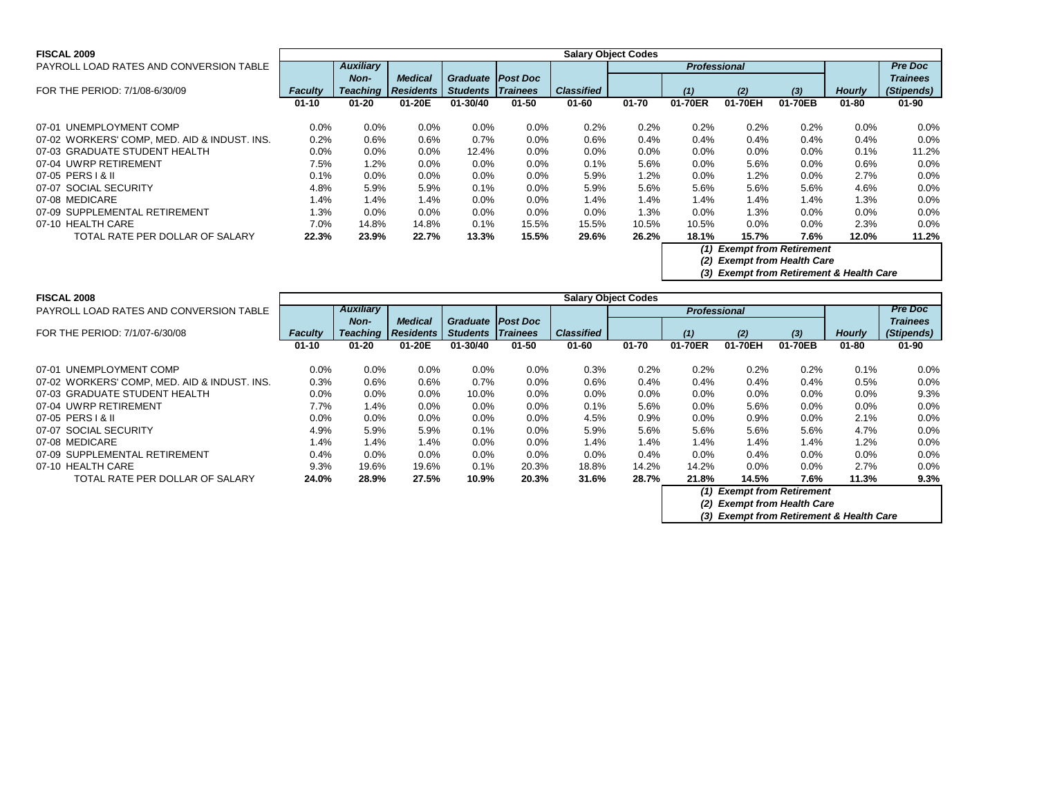**FISCAL 2009**

PAYROLL LOAD RATES AND CONVERSION TABLE

FOR THE PERIOD: 7/1/08-6/30/09

| | Salary Object Codes | | | | | | | | | | | |
|---|---|---|---|---|---|---|---|---|---|---|---|---|
| | | *Auxiliary* | | | | | | *Professional* | | | | *Pre Doc* |
| | | *Non-* | *Medical* | *Graduate* | *Post Doc* | | | | | | | *Trainees* |
| | *Faculty* | *Teaching* | *Residents* | *Students* | *Trainees* | *Classified* | | *(1)* | *(2)* | *(3)* | *Hourly* | *(Stipends)* |
| | **01-10** | **01-20** | **01-20E** | **01-30/40** | **01-50** | **01-60** | **01-70** | **01-70ER** | **01-70EH** | **01-70EB** | **01-80** | **01-90** |
| 07-01 UNEMPLOYMENT COMP | 0.0% | 0.0% | 0.0% | 0.0% | 0.0% | 0.2% | 0.2% | 0.2% | 0.2% | 0.2% | 0.0% | 0.0% |
| 07-02 WORKERS' COMP, MED. AID & INDUST. INS. | 0.2% | 0.6% | 0.6% | 0.7% | 0.0% | 0.6% | 0.4% | 0.4% | 0.4% | 0.4% | 0.4% | 0.0% |
| 07-03 GRADUATE STUDENT HEALTH | 0.0% | 0.0% | 0.0% | 12.4% | 0.0% | 0.0% | 0.0% | 0.0% | 0.0% | 0.0% | 0.1% | 11.2% |
| 07-04 UWRP RETIREMENT | 7.5% | 1.2% | 0.0% | 0.0% | 0.0% | 0.1% | 5.6% | 0.0% | 5.6% | 0.0% | 0.6% | 0.0% |
| 07-05 PERS I & II | 0.1% | 0.0% | 0.0% | 0.0% | 0.0% | 5.9% | 1.2% | 0.0% | 1.2% | 0.0% | 2.7% | 0.0% |
| 07-07 SOCIAL SECURITY | 4.8% | 5.9% | 5.9% | 0.1% | 0.0% | 5.9% | 5.6% | 5.6% | 5.6% | 5.6% | 4.6% | 0.0% |
| 07-08 MEDICARE | 1.4% | 1.4% | 1.4% | 0.0% | 0.0% | 1.4% | 1.4% | 1.4% | 1.4% | 1.4% | 1.3% | 0.0% |
| 07-09 SUPPLEMENTAL RETIREMENT | 1.3% | 0.0% | 0.0% | 0.0% | 0.0% | 0.0% | 1.3% | 0.0% | 1.3% | 0.0% | 0.0% | 0.0% |
| 07-10 HEALTH CARE | 7.0% | 14.8% | 14.8% | 0.1% | 15.5% | 15.5% | 10.5% | 10.5% | 0.0% | 0.0% | 2.3% | 0.0% |
| TOTAL RATE PER DOLLAR OF SALARY | **22.3%** | **23.9%** | **22.7%** | **13.3%** | **15.5%** | **29.6%** | **26.2%** | **18.1%** | **15.7%** | **7.6%** | **12.0%** | **11.2%** |

***(1) Exempt from Retirement***
***(2) Exempt from Health Care***
***(3) Exempt from Retirement & Health Care***

**FISCAL 2008**

PAYROLL LOAD RATES AND CONVERSION TABLE

FOR THE PERIOD: 7/1/07-6/30/08

| | Salary Object Codes | | | | | | | | | | | |
|---|---|---|---|---|---|---|---|---|---|---|---|---|
| | | *Auxiliary* | | | | | | *Professional* | | | | *Pre Doc* |
| | | *Non-* | *Medical* | *Graduate* | *Post Doc* | | | | | | | *Trainees* |
| | *Faculty* | *Teaching* | *Residents* | *Students* | *Trainees* | *Classified* | | *(1)* | *(2)* | *(3)* | *Hourly* | *(Stipends)* |
| | **01-10** | **01-20** | **01-20E** | **01-30/40** | **01-50** | **01-60** | **01-70** | **01-70ER** | **01-70EH** | **01-70EB** | **01-80** | **01-90** |
| 07-01 UNEMPLOYMENT COMP | 0.0% | 0.0% | 0.0% | 0.0% | 0.0% | 0.3% | 0.2% | 0.2% | 0.2% | 0.2% | 0.1% | 0.0% |
| 07-02 WORKERS' COMP, MED. AID & INDUST. INS. | 0.3% | 0.6% | 0.6% | 0.7% | 0.0% | 0.6% | 0.4% | 0.4% | 0.4% | 0.4% | 0.5% | 0.0% |
| 07-03 GRADUATE STUDENT HEALTH | 0.0% | 0.0% | 0.0% | 10.0% | 0.0% | 0.0% | 0.0% | 0.0% | 0.0% | 0.0% | 0.0% | 9.3% |
| 07-04 UWRP RETIREMENT | 7.7% | 1.4% | 0.0% | 0.0% | 0.0% | 0.1% | 5.6% | 0.0% | 5.6% | 0.0% | 0.0% | 0.0% |
| 07-05 PERS I & II | 0.0% | 0.0% | 0.0% | 0.0% | 0.0% | 4.5% | 0.9% | 0.0% | 0.9% | 0.0% | 2.1% | 0.0% |
| 07-07 SOCIAL SECURITY | 4.9% | 5.9% | 5.9% | 0.1% | 0.0% | 5.9% | 5.6% | 5.6% | 5.6% | 5.6% | 4.7% | 0.0% |
| 07-08 MEDICARE | 1.4% | 1.4% | 1.4% | 0.0% | 0.0% | 1.4% | 1.4% | 1.4% | 1.4% | 1.4% | 1.2% | 0.0% |
| 07-09 SUPPLEMENTAL RETIREMENT | 0.4% | 0.0% | 0.0% | 0.0% | 0.0% | 0.0% | 0.4% | 0.0% | 0.4% | 0.0% | 0.0% | 0.0% |
| 07-10 HEALTH CARE | 9.3% | 19.6% | 19.6% | 0.1% | 20.3% | 18.8% | 14.2% | 14.2% | 0.0% | 0.0% | 2.7% | 0.0% |
| TOTAL RATE PER DOLLAR OF SALARY | **24.0%** | **28.9%** | **27.5%** | **10.9%** | **20.3%** | **31.6%** | **28.7%** | **21.8%** | **14.5%** | **7.6%** | **11.3%** | **9.3%** |

***(1) Exempt from Retirement***
***(2) Exempt from Health Care***
***(3) Exempt from Retirement & Health Care***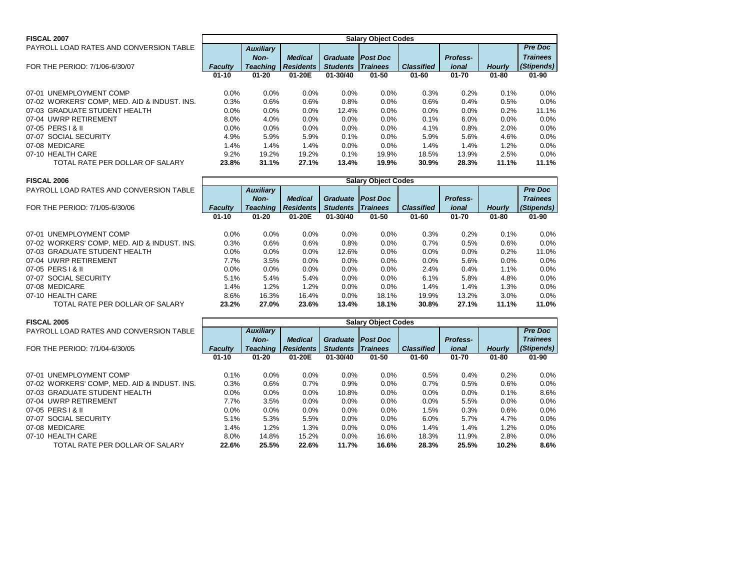**FISCAL 2007**

PAYROLL LOAD RATES AND CONVERSION TABLE

FOR THE PERIOD: 7/1/06-6/30/07

| | Salary Object Codes | | | | | | | | |
|---|---|---|---|---|---|---|---|---|---|
| | *Faculty* | *Auxiliary Non-Teaching* | *Medical Residents* | *Graduate Students* | *Post Doc Trainees* | *Classified* | *Profess-ional* | *Hourly* | *Pre Doc Trainees (Stipends)* |
| | **01-10** | **01-20** | **01-20E** | **01-30/40** | **01-50** | **01-60** | **01-70** | **01-80** | **01-90** |
| 07-01 UNEMPLOYMENT COMP | 0.0% | 0.0% | 0.0% | 0.0% | 0.0% | 0.3% | 0.2% | 0.1% | 0.0% |
| 07-02 WORKERS' COMP, MED. AID & INDUST. INS. | 0.3% | 0.6% | 0.6% | 0.8% | 0.0% | 0.6% | 0.4% | 0.5% | 0.0% |
| 07-03 GRADUATE STUDENT HEALTH | 0.0% | 0.0% | 0.0% | 12.4% | 0.0% | 0.0% | 0.0% | 0.2% | 11.1% |
| 07-04 UWRP RETIREMENT | 8.0% | 4.0% | 0.0% | 0.0% | 0.0% | 0.1% | 6.0% | 0.0% | 0.0% |
| 07-05 PERS I & II | 0.0% | 0.0% | 0.0% | 0.0% | 0.0% | 4.1% | 0.8% | 2.0% | 0.0% |
| 07-07 SOCIAL SECURITY | 4.9% | 5.9% | 5.9% | 0.1% | 0.0% | 5.9% | 5.6% | 4.6% | 0.0% |
| 07-08 MEDICARE | 1.4% | 1.4% | 1.4% | 0.0% | 0.0% | 1.4% | 1.4% | 1.2% | 0.0% |
| 07-10 HEALTH CARE | 9.2% | 19.2% | 19.2% | 0.1% | 19.9% | 18.5% | 13.9% | 2.5% | 0.0% |
| TOTAL RATE PER DOLLAR OF SALARY | **23.8%** | **31.1%** | **27.1%** | **13.4%** | **19.9%** | **30.9%** | **28.3%** | **11.1%** | **11.1%** |

**FISCAL 2006**

PAYROLL LOAD RATES AND CONVERSION TABLE

FOR THE PERIOD: 7/1/05-6/30/06

| | Salary Object Codes | | | | | | | | |
|---|---|---|---|---|---|---|---|---|---|
| | *Faculty* | *Auxiliary Non-Teaching* | *Medical Residents* | *Graduate Students* | *Post Doc Trainees* | *Classified* | *Profess-ional* | *Hourly* | *Pre Doc Trainees (Stipends)* |
| | **01-10** | **01-20** | **01-20E** | **01-30/40** | **01-50** | **01-60** | **01-70** | **01-80** | **01-90** |
| 07-01 UNEMPLOYMENT COMP | 0.0% | 0.0% | 0.0% | 0.0% | 0.0% | 0.3% | 0.2% | 0.1% | 0.0% |
| 07-02 WORKERS' COMP, MED. AID & INDUST. INS. | 0.3% | 0.6% | 0.6% | 0.8% | 0.0% | 0.7% | 0.5% | 0.6% | 0.0% |
| 07-03 GRADUATE STUDENT HEALTH | 0.0% | 0.0% | 0.0% | 12.6% | 0.0% | 0.0% | 0.0% | 0.2% | 11.0% |
| 07-04 UWRP RETIREMENT | 7.7% | 3.5% | 0.0% | 0.0% | 0.0% | 0.0% | 5.6% | 0.0% | 0.0% |
| 07-05 PERS I & II | 0.0% | 0.0% | 0.0% | 0.0% | 0.0% | 2.4% | 0.4% | 1.1% | 0.0% |
| 07-07 SOCIAL SECURITY | 5.1% | 5.4% | 5.4% | 0.0% | 0.0% | 6.1% | 5.8% | 4.8% | 0.0% |
| 07-08 MEDICARE | 1.4% | 1.2% | 1.2% | 0.0% | 0.0% | 1.4% | 1.4% | 1.3% | 0.0% |
| 07-10 HEALTH CARE | 8.6% | 16.3% | 16.4% | 0.0% | 18.1% | 19.9% | 13.2% | 3.0% | 0.0% |
| TOTAL RATE PER DOLLAR OF SALARY | **23.2%** | **27.0%** | **23.6%** | **13.4%** | **18.1%** | **30.8%** | **27.1%** | **11.1%** | **11.0%** |

**FISCAL 2005**

PAYROLL LOAD RATES AND CONVERSION TABLE

FOR THE PERIOD: 7/1/04-6/30/05

| | Salary Object Codes | | | | | | | | |
|---|---|---|---|---|---|---|---|---|---|
| | *Faculty* | *Auxiliary Non-Teaching* | *Medical Residents* | *Graduate Students* | *Post Doc Trainees* | *Classified* | *Profess-ional* | *Hourly* | *Pre Doc Trainees (Stipends)* |
| | **01-10** | **01-20** | **01-20E** | **01-30/40** | **01-50** | **01-60** | **01-70** | **01-80** | **01-90** |
| 07-01 UNEMPLOYMENT COMP | 0.1% | 0.0% | 0.0% | 0.0% | 0.0% | 0.5% | 0.4% | 0.2% | 0.0% |
| 07-02 WORKERS' COMP, MED. AID & INDUST. INS. | 0.3% | 0.6% | 0.7% | 0.9% | 0.0% | 0.7% | 0.5% | 0.6% | 0.0% |
| 07-03 GRADUATE STUDENT HEALTH | 0.0% | 0.0% | 0.0% | 10.8% | 0.0% | 0.0% | 0.0% | 0.1% | 8.6% |
| 07-04 UWRP RETIREMENT | 7.7% | 3.5% | 0.0% | 0.0% | 0.0% | 0.0% | 5.5% | 0.0% | 0.0% |
| 07-05 PERS I & II | 0.0% | 0.0% | 0.0% | 0.0% | 0.0% | 1.5% | 0.3% | 0.6% | 0.0% |
| 07-07 SOCIAL SECURITY | 5.1% | 5.3% | 5.5% | 0.0% | 0.0% | 6.0% | 5.7% | 4.7% | 0.0% |
| 07-08 MEDICARE | 1.4% | 1.2% | 1.3% | 0.0% | 0.0% | 1.4% | 1.4% | 1.2% | 0.0% |
| 07-10 HEALTH CARE | 8.0% | 14.8% | 15.2% | 0.0% | 16.6% | 18.3% | 11.9% | 2.8% | 0.0% |
| TOTAL RATE PER DOLLAR OF SALARY | **22.6%** | **25.5%** | **22.6%** | **11.7%** | **16.6%** | **28.3%** | **25.5%** | **10.2%** | **8.6%** |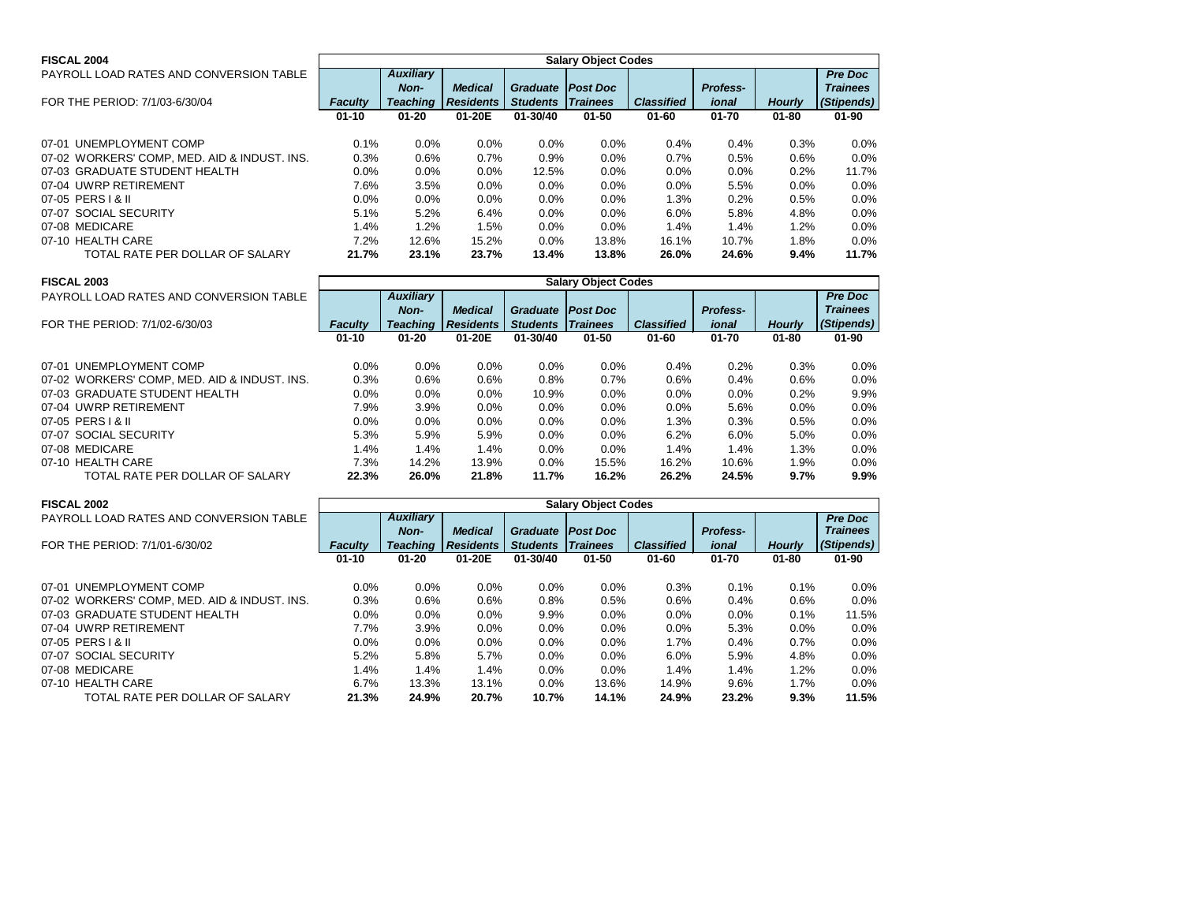## FISCAL 2004

| PAYROLL LOAD RATES AND CONVERSION TABLE FOR THE PERIOD: 7/1/03-6/30/04 | Salary Object Codes | | | | | | | | |
|---|---|---|---|---|---|---|---|---|---|
| | *Faculty* | *Auxiliary Non-Teaching* | *Medical Residents* | *Graduate Students* | *Post Doc Trainees* | *Classified* | *Profess-ional* | *Hourly* | *Pre Doc Trainees (Stipends)* |
| | **01-10** | **01-20** | **01-20E** | **01-30/40** | **01-50** | **01-60** | **01-70** | **01-80** | **01-90** |
| 07-01 UNEMPLOYMENT COMP | 0.1% | 0.0% | 0.0% | 0.0% | 0.0% | 0.4% | 0.4% | 0.3% | 0.0% |
| 07-02 WORKERS' COMP, MED. AID & INDUST. INS. | 0.3% | 0.6% | 0.7% | 0.9% | 0.0% | 0.7% | 0.5% | 0.6% | 0.0% |
| 07-03 GRADUATE STUDENT HEALTH | 0.0% | 0.0% | 0.0% | 12.5% | 0.0% | 0.0% | 0.0% | 0.2% | 11.7% |
| 07-04 UWRP RETIREMENT | 7.6% | 3.5% | 0.0% | 0.0% | 0.0% | 0.0% | 5.5% | 0.0% | 0.0% |
| 07-05 PERS I & II | 0.0% | 0.0% | 0.0% | 0.0% | 0.0% | 1.3% | 0.2% | 0.5% | 0.0% |
| 07-07 SOCIAL SECURITY | 5.1% | 5.2% | 6.4% | 0.0% | 0.0% | 6.0% | 5.8% | 4.8% | 0.0% |
| 07-08 MEDICARE | 1.4% | 1.2% | 1.5% | 0.0% | 0.0% | 1.4% | 1.4% | 1.2% | 0.0% |
| 07-10 HEALTH CARE | 7.2% | 12.6% | 15.2% | 0.0% | 13.8% | 16.1% | 10.7% | 1.8% | 0.0% |
| TOTAL RATE PER DOLLAR OF SALARY | **21.7%** | **23.1%** | **23.7%** | **13.4%** | **13.8%** | **26.0%** | **24.6%** | **9.4%** | **11.7%** |

## FISCAL 2003

| PAYROLL LOAD RATES AND CONVERSION TABLE FOR THE PERIOD: 7/1/02-6/30/03 | Salary Object Codes | | | | | | | | |
|---|---|---|---|---|---|---|---|---|---|
| | *Faculty* | *Auxiliary Non-Teaching* | *Medical Residents* | *Graduate Students* | *Post Doc Trainees* | *Classified* | *Profess-ional* | *Hourly* | *Pre Doc Trainees (Stipends)* |
| | **01-10** | **01-20** | **01-20E** | **01-30/40** | **01-50** | **01-60** | **01-70** | **01-80** | **01-90** |
| 07-01 UNEMPLOYMENT COMP | 0.0% | 0.0% | 0.0% | 0.0% | 0.0% | 0.4% | 0.2% | 0.3% | 0.0% |
| 07-02 WORKERS' COMP, MED. AID & INDUST. INS. | 0.3% | 0.6% | 0.6% | 0.8% | 0.7% | 0.6% | 0.4% | 0.6% | 0.0% |
| 07-03 GRADUATE STUDENT HEALTH | 0.0% | 0.0% | 0.0% | 10.9% | 0.0% | 0.0% | 0.0% | 0.2% | 9.9% |
| 07-04 UWRP RETIREMENT | 7.9% | 3.9% | 0.0% | 0.0% | 0.0% | 0.0% | 5.6% | 0.0% | 0.0% |
| 07-05 PERS I & II | 0.0% | 0.0% | 0.0% | 0.0% | 0.0% | 1.3% | 0.3% | 0.5% | 0.0% |
| 07-07 SOCIAL SECURITY | 5.3% | 5.9% | 5.9% | 0.0% | 0.0% | 6.2% | 6.0% | 5.0% | 0.0% |
| 07-08 MEDICARE | 1.4% | 1.4% | 1.4% | 0.0% | 0.0% | 1.4% | 1.4% | 1.3% | 0.0% |
| 07-10 HEALTH CARE | 7.3% | 14.2% | 13.9% | 0.0% | 15.5% | 16.2% | 10.6% | 1.9% | 0.0% |
| TOTAL RATE PER DOLLAR OF SALARY | **22.3%** | **26.0%** | **21.8%** | **11.7%** | **16.2%** | **26.2%** | **24.5%** | **9.7%** | **9.9%** |

## FISCAL 2002

| PAYROLL LOAD RATES AND CONVERSION TABLE FOR THE PERIOD: 7/1/01-6/30/02 | Salary Object Codes | | | | | | | | |
|---|---|---|---|---|---|---|---|---|---|
| | *Faculty* | *Auxiliary Non-Teaching* | *Medical Residents* | *Graduate Students* | *Post Doc Trainees* | *Classified* | *Profess-ional* | *Hourly* | *Pre Doc Trainees (Stipends)* |
| | **01-10** | **01-20** | **01-20E** | **01-30/40** | **01-50** | **01-60** | **01-70** | **01-80** | **01-90** |
| 07-01 UNEMPLOYMENT COMP | 0.0% | 0.0% | 0.0% | 0.0% | 0.0% | 0.3% | 0.1% | 0.1% | 0.0% |
| 07-02 WORKERS' COMP, MED. AID & INDUST. INS. | 0.3% | 0.6% | 0.6% | 0.8% | 0.5% | 0.6% | 0.4% | 0.6% | 0.0% |
| 07-03 GRADUATE STUDENT HEALTH | 0.0% | 0.0% | 0.0% | 9.9% | 0.0% | 0.0% | 0.0% | 0.1% | 11.5% |
| 07-04 UWRP RETIREMENT | 7.7% | 3.9% | 0.0% | 0.0% | 0.0% | 0.0% | 5.3% | 0.0% | 0.0% |
| 07-05 PERS I & II | 0.0% | 0.0% | 0.0% | 0.0% | 0.0% | 1.7% | 0.4% | 0.7% | 0.0% |
| 07-07 SOCIAL SECURITY | 5.2% | 5.8% | 5.7% | 0.0% | 0.0% | 6.0% | 5.9% | 4.8% | 0.0% |
| 07-08 MEDICARE | 1.4% | 1.4% | 1.4% | 0.0% | 0.0% | 1.4% | 1.4% | 1.2% | 0.0% |
| 07-10 HEALTH CARE | 6.7% | 13.3% | 13.1% | 0.0% | 13.6% | 14.9% | 9.6% | 1.7% | 0.0% |
| TOTAL RATE PER DOLLAR OF SALARY | **21.3%** | **24.9%** | **20.7%** | **10.7%** | **14.1%** | **24.9%** | **23.2%** | **9.3%** | **11.5%** |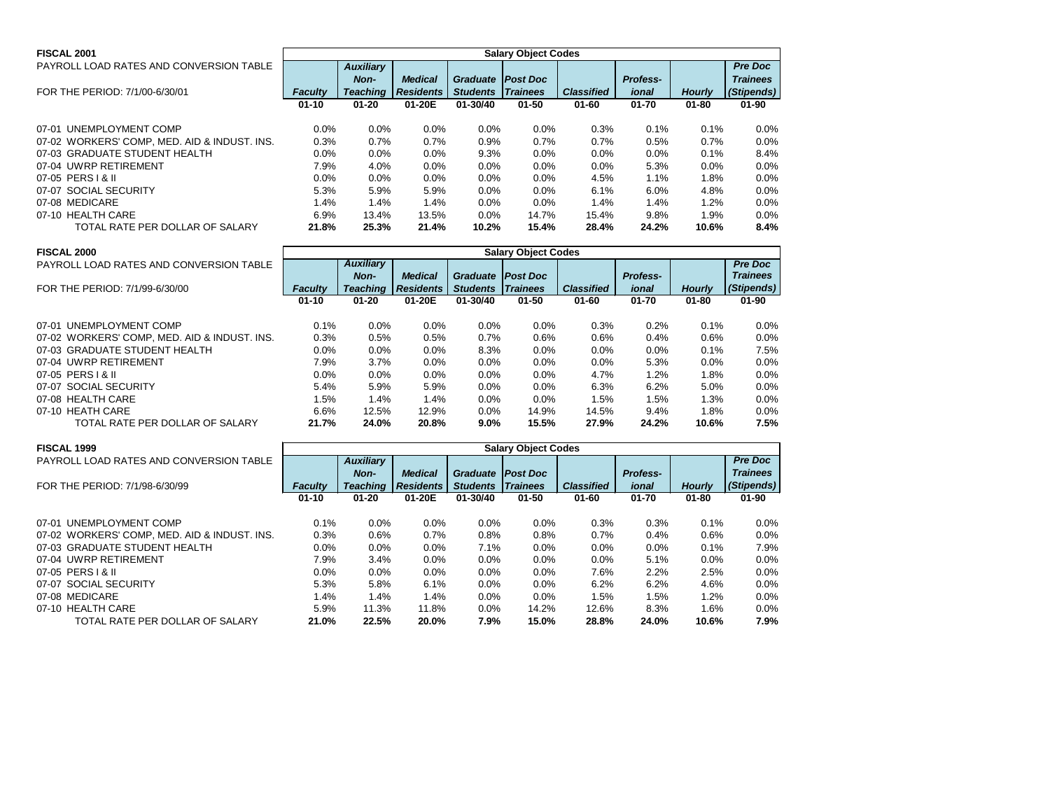**FISCAL 2001**

PAYROLL LOAD RATES AND CONVERSION TABLE

FOR THE PERIOD: 7/1/00-6/30/01

| | Salary Object Codes | | | | | | | | |
|---|---|---|---|---|---|---|---|---|---|
| | *Faculty* | *Auxiliary Non-Teaching* | *Medical Residents* | *Graduate Students* | *Post Doc Trainees* | *Classified* | *Profess-ional* | *Hourly* | *Pre Doc Trainees (Stipends)* |
| | **01-10** | **01-20** | **01-20E** | **01-30/40** | **01-50** | **01-60** | **01-70** | **01-80** | **01-90** |
| 07-01 UNEMPLOYMENT COMP | 0.0% | 0.0% | 0.0% | 0.0% | 0.0% | 0.3% | 0.1% | 0.1% | 0.0% |
| 07-02 WORKERS' COMP, MED. AID & INDUST. INS. | 0.3% | 0.7% | 0.7% | 0.9% | 0.7% | 0.7% | 0.5% | 0.7% | 0.0% |
| 07-03 GRADUATE STUDENT HEALTH | 0.0% | 0.0% | 0.0% | 9.3% | 0.0% | 0.0% | 0.0% | 0.1% | 8.4% |
| 07-04 UWRP RETIREMENT | 7.9% | 4.0% | 0.0% | 0.0% | 0.0% | 0.0% | 5.3% | 0.0% | 0.0% |
| 07-05 PERS I & II | 0.0% | 0.0% | 0.0% | 0.0% | 0.0% | 4.5% | 1.1% | 1.8% | 0.0% |
| 07-07 SOCIAL SECURITY | 5.3% | 5.9% | 5.9% | 0.0% | 0.0% | 6.1% | 6.0% | 4.8% | 0.0% |
| 07-08 MEDICARE | 1.4% | 1.4% | 1.4% | 0.0% | 0.0% | 1.4% | 1.4% | 1.2% | 0.0% |
| 07-10 HEALTH CARE | 6.9% | 13.4% | 13.5% | 0.0% | 14.7% | 15.4% | 9.8% | 1.9% | 0.0% |
| TOTAL RATE PER DOLLAR OF SALARY | **21.8%** | **25.3%** | **21.4%** | **10.2%** | **15.4%** | **28.4%** | **24.2%** | **10.6%** | **8.4%** |

**FISCAL 2000**

PAYROLL LOAD RATES AND CONVERSION TABLE

FOR THE PERIOD: 7/1/99-6/30/00

| | Salary Object Codes | | | | | | | | |
|---|---|---|---|---|---|---|---|---|---|
| | *Faculty* | *Auxiliary Non-Teaching* | *Medical Residents* | *Graduate Students* | *Post Doc Trainees* | *Classified* | *Profess-ional* | *Hourly* | *Pre Doc Trainees (Stipends)* |
| | **01-10** | **01-20** | **01-20E** | **01-30/40** | **01-50** | **01-60** | **01-70** | **01-80** | **01-90** |
| 07-01 UNEMPLOYMENT COMP | 0.1% | 0.0% | 0.0% | 0.0% | 0.0% | 0.3% | 0.2% | 0.1% | 0.0% |
| 07-02 WORKERS' COMP, MED. AID & INDUST. INS. | 0.3% | 0.5% | 0.5% | 0.7% | 0.6% | 0.6% | 0.4% | 0.6% | 0.0% |
| 07-03 GRADUATE STUDENT HEALTH | 0.0% | 0.0% | 0.0% | 8.3% | 0.0% | 0.0% | 0.0% | 0.1% | 7.5% |
| 07-04 UWRP RETIREMENT | 7.9% | 3.7% | 0.0% | 0.0% | 0.0% | 0.0% | 5.3% | 0.0% | 0.0% |
| 07-05 PERS I & II | 0.0% | 0.0% | 0.0% | 0.0% | 0.0% | 4.7% | 1.2% | 1.8% | 0.0% |
| 07-07 SOCIAL SECURITY | 5.4% | 5.9% | 5.9% | 0.0% | 0.0% | 6.3% | 6.2% | 5.0% | 0.0% |
| 07-08 HEALTH CARE | 1.5% | 1.4% | 1.4% | 0.0% | 0.0% | 1.5% | 1.5% | 1.3% | 0.0% |
| 07-10 HEATH CARE | 6.6% | 12.5% | 12.9% | 0.0% | 14.9% | 14.5% | 9.4% | 1.8% | 0.0% |
| TOTAL RATE PER DOLLAR OF SALARY | **21.7%** | **24.0%** | **20.8%** | **9.0%** | **15.5%** | **27.9%** | **24.2%** | **10.6%** | **7.5%** |

**FISCAL 1999**

PAYROLL LOAD RATES AND CONVERSION TABLE

FOR THE PERIOD: 7/1/98-6/30/99

| | Salary Object Codes | | | | | | | | |
|---|---|---|---|---|---|---|---|---|---|
| | *Faculty* | *Auxiliary Non-Teaching* | *Medical Residents* | *Graduate Students* | *Post Doc Trainees* | *Classified* | *Profess-ional* | *Hourly* | *Pre Doc Trainees (Stipends)* |
| | **01-10** | **01-20** | **01-20E** | **01-30/40** | **01-50** | **01-60** | **01-70** | **01-80** | **01-90** |
| 07-01 UNEMPLOYMENT COMP | 0.1% | 0.0% | 0.0% | 0.0% | 0.0% | 0.3% | 0.3% | 0.1% | 0.0% |
| 07-02 WORKERS' COMP, MED. AID & INDUST. INS. | 0.3% | 0.6% | 0.7% | 0.8% | 0.8% | 0.7% | 0.4% | 0.6% | 0.0% |
| 07-03 GRADUATE STUDENT HEALTH | 0.0% | 0.0% | 0.0% | 7.1% | 0.0% | 0.0% | 0.0% | 0.1% | 7.9% |
| 07-04 UWRP RETIREMENT | 7.9% | 3.4% | 0.0% | 0.0% | 0.0% | 0.0% | 5.1% | 0.0% | 0.0% |
| 07-05 PERS I & II | 0.0% | 0.0% | 0.0% | 0.0% | 0.0% | 7.6% | 2.2% | 2.5% | 0.0% |
| 07-07 SOCIAL SECURITY | 5.3% | 5.8% | 6.1% | 0.0% | 0.0% | 6.2% | 6.2% | 4.6% | 0.0% |
| 07-08 MEDICARE | 1.4% | 1.4% | 1.4% | 0.0% | 0.0% | 1.5% | 1.5% | 1.2% | 0.0% |
| 07-10 HEALTH CARE | 5.9% | 11.3% | 11.8% | 0.0% | 14.2% | 12.6% | 8.3% | 1.6% | 0.0% |
| TOTAL RATE PER DOLLAR OF SALARY | **21.0%** | **22.5%** | **20.0%** | **7.9%** | **15.0%** | **28.8%** | **24.0%** | **10.6%** | **7.9%** |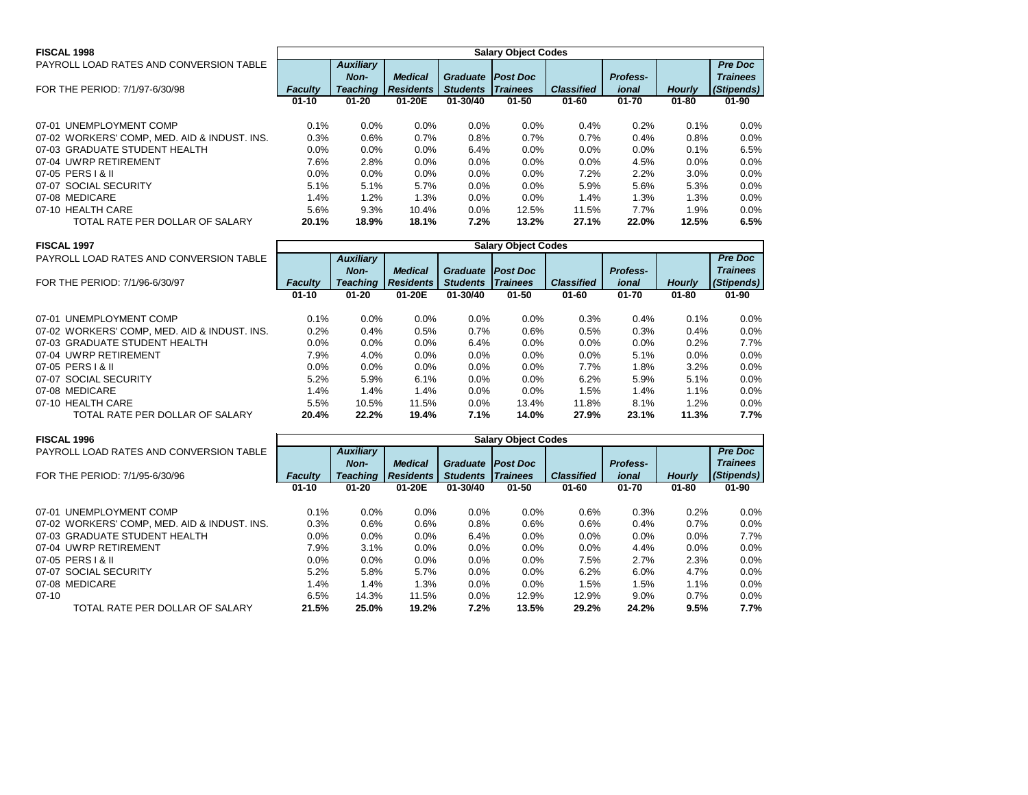**FISCAL 1998**

PAYROLL LOAD RATES AND CONVERSION TABLE

FOR THE PERIOD: 7/1/97-6/30/98

| | Salary Object Codes | | | | | | | | |
|---|---|---|---|---|---|---|---|---|---|
| | *Faculty* | *Auxiliary Non-Teaching* | *Medical Residents* | *Graduate Students* | *Post Doc Trainees* | *Classified* | *Profess-ional* | *Hourly* | *Pre Doc Trainees (Stipends)* |
| | **01-10** | **01-20** | **01-20E** | **01-30/40** | **01-50** | **01-60** | **01-70** | **01-80** | **01-90** |
| 07-01 UNEMPLOYMENT COMP | 0.1% | 0.0% | 0.0% | 0.0% | 0.0% | 0.4% | 0.2% | 0.1% | 0.0% |
| 07-02 WORKERS' COMP, MED. AID & INDUST. INS. | 0.3% | 0.6% | 0.7% | 0.8% | 0.7% | 0.7% | 0.4% | 0.8% | 0.0% |
| 07-03 GRADUATE STUDENT HEALTH | 0.0% | 0.0% | 0.0% | 6.4% | 0.0% | 0.0% | 0.0% | 0.1% | 6.5% |
| 07-04 UWRP RETIREMENT | 7.6% | 2.8% | 0.0% | 0.0% | 0.0% | 0.0% | 4.5% | 0.0% | 0.0% |
| 07-05 PERS I & II | 0.0% | 0.0% | 0.0% | 0.0% | 0.0% | 7.2% | 2.2% | 3.0% | 0.0% |
| 07-07 SOCIAL SECURITY | 5.1% | 5.1% | 5.7% | 0.0% | 0.0% | 5.9% | 5.6% | 5.3% | 0.0% |
| 07-08 MEDICARE | 1.4% | 1.2% | 1.3% | 0.0% | 0.0% | 1.4% | 1.3% | 1.3% | 0.0% |
| 07-10 HEALTH CARE | 5.6% | 9.3% | 10.4% | 0.0% | 12.5% | 11.5% | 7.7% | 1.9% | 0.0% |
| TOTAL RATE PER DOLLAR OF SALARY | **20.1%** | **18.9%** | **18.1%** | **7.2%** | **13.2%** | **27.1%** | **22.0%** | **12.5%** | **6.5%** |

**FISCAL 1997**

PAYROLL LOAD RATES AND CONVERSION TABLE

FOR THE PERIOD: 7/1/96-6/30/97

| | Salary Object Codes | | | | | | | | |
|---|---|---|---|---|---|---|---|---|---|
| | *Faculty* | *Auxiliary Non-Teaching* | *Medical Residents* | *Graduate Students* | *Post Doc Trainees* | *Classified* | *Profess-ional* | *Hourly* | *Pre Doc Trainees (Stipends)* |
| | **01-10** | **01-20** | **01-20E** | **01-30/40** | **01-50** | **01-60** | **01-70** | **01-80** | **01-90** |
| 07-01 UNEMPLOYMENT COMP | 0.1% | 0.0% | 0.0% | 0.0% | 0.0% | 0.3% | 0.4% | 0.1% | 0.0% |
| 07-02 WORKERS' COMP, MED. AID & INDUST. INS. | 0.2% | 0.4% | 0.5% | 0.7% | 0.6% | 0.5% | 0.3% | 0.4% | 0.0% |
| 07-03 GRADUATE STUDENT HEALTH | 0.0% | 0.0% | 0.0% | 6.4% | 0.0% | 0.0% | 0.0% | 0.2% | 7.7% |
| 07-04 UWRP RETIREMENT | 7.9% | 4.0% | 0.0% | 0.0% | 0.0% | 0.0% | 5.1% | 0.0% | 0.0% |
| 07-05 PERS I & II | 0.0% | 0.0% | 0.0% | 0.0% | 0.0% | 7.7% | 1.8% | 3.2% | 0.0% |
| 07-07 SOCIAL SECURITY | 5.2% | 5.9% | 6.1% | 0.0% | 0.0% | 6.2% | 5.9% | 5.1% | 0.0% |
| 07-08 MEDICARE | 1.4% | 1.4% | 1.4% | 0.0% | 0.0% | 1.5% | 1.4% | 1.1% | 0.0% |
| 07-10 HEALTH CARE | 5.5% | 10.5% | 11.5% | 0.0% | 13.4% | 11.8% | 8.1% | 1.2% | 0.0% |
| TOTAL RATE PER DOLLAR OF SALARY | **20.4%** | **22.2%** | **19.4%** | **7.1%** | **14.0%** | **27.9%** | **23.1%** | **11.3%** | **7.7%** |

**FISCAL 1996**

PAYROLL LOAD RATES AND CONVERSION TABLE

FOR THE PERIOD: 7/1/95-6/30/96

| | Salary Object Codes | | | | | | | | |
|---|---|---|---|---|---|---|---|---|---|
| | *Faculty* | *Auxiliary Non-Teaching* | *Medical Residents* | *Graduate Students* | *Post Doc Trainees* | *Classified* | *Profess-ional* | *Hourly* | *Pre Doc Trainees (Stipends)* |
| | **01-10** | **01-20** | **01-20E** | **01-30/40** | **01-50** | **01-60** | **01-70** | **01-80** | **01-90** |
| 07-01 UNEMPLOYMENT COMP | 0.1% | 0.0% | 0.0% | 0.0% | 0.0% | 0.6% | 0.3% | 0.2% | 0.0% |
| 07-02 WORKERS' COMP, MED. AID & INDUST. INS. | 0.3% | 0.6% | 0.6% | 0.8% | 0.6% | 0.6% | 0.4% | 0.7% | 0.0% |
| 07-03 GRADUATE STUDENT HEALTH | 0.0% | 0.0% | 0.0% | 6.4% | 0.0% | 0.0% | 0.0% | 0.0% | 7.7% |
| 07-04 UWRP RETIREMENT | 7.9% | 3.1% | 0.0% | 0.0% | 0.0% | 0.0% | 4.4% | 0.0% | 0.0% |
| 07-05 PERS I & II | 0.0% | 0.0% | 0.0% | 0.0% | 0.0% | 7.5% | 2.7% | 2.3% | 0.0% |
| 07-07 SOCIAL SECURITY | 5.2% | 5.8% | 5.7% | 0.0% | 0.0% | 6.2% | 6.0% | 4.7% | 0.0% |
| 07-08 MEDICARE | 1.4% | 1.4% | 1.3% | 0.0% | 0.0% | 1.5% | 1.5% | 1.1% | 0.0% |
| 07-10 | 6.5% | 14.3% | 11.5% | 0.0% | 12.9% | 12.9% | 9.0% | 0.7% | 0.0% |
| TOTAL RATE PER DOLLAR OF SALARY | **21.5%** | **25.0%** | **19.2%** | **7.2%** | **13.5%** | **29.2%** | **24.2%** | **9.5%** | **7.7%** |